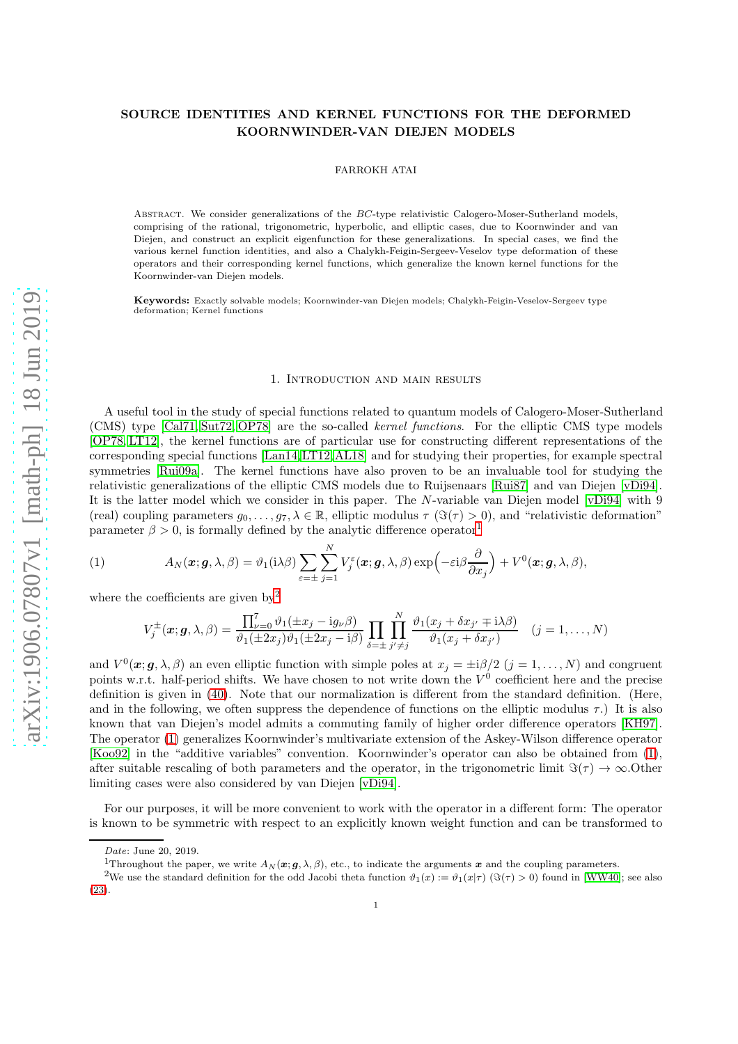# SOURCE IDENTITIES AND KERNEL FUNCTIONS FOR THE DEFORMED KOORNWINDER-VAN DIEJEN MODELS

FARROKH ATAI

Abstract. We consider generalizations of the $BC$-type relativistic Calogero-Moser-Sutherland models, comprising of the rational, trigonometric, hyperbolic, and elliptic cases, due to Koornwinder and van Diejen, and construct an explicit eigenfunction for these generalizations. In special cases, we find the various kernel function identities, and also a Chalykh-Feigin-Sergeev-Veselov type deformation of these operators and their corresponding kernel functions, which generalize the known kernel functions for the Koornwinder-van Diejen models.

**Keywords:** Exactly solvable models; Koornwinder-van Diejen models; Chalykh-Feigin-Veselov-Sergeev type deformation; Kernel functions

## 1. Introduction and main results

A useful tool in the study of special functions related to quantum models of Calogero-Moser-Sutherland (CMS) type [Cal71, Sut72, OP78] are the so-called *kernel functions*. For the elliptic CMS type models [OP78, LT12], the kernel functions are of particular use for constructing different representations of the corresponding special functions [Lan14, LT12, AL18] and for studying their properties, for example spectral symmetries [Rui09a]. The kernel functions have also proven to be an invaluable tool for studying the relativistic generalizations of the elliptic CMS models due to Ruijsenaars [Rui87] and van Diejen [vDi94]. It is the latter model which we consider in this paper. The $N$-variable van Diejen model [vDi94] with 9 (real) coupling parameters $g_0, \ldots, g_7, \lambda \in \mathbb{R}$, elliptic modulus $\tau$ ($\Im(\tau) > 0$), and "relativistic deformation" parameter $\beta > 0$, is formally defined by the analytic difference operator[1]

$$
A_N(\boldsymbol{x}; \boldsymbol{g}, \lambda, \beta) = \vartheta_1(\mathrm{i}\lambda\beta) \sum_{\varepsilon=\pm} \sum_{j=1}^{N} V_j^{\varepsilon}(\boldsymbol{x}; \boldsymbol{g}, \lambda, \beta) \exp\Big(-\varepsilon \mathrm{i}\beta \frac{\partial}{\partial x_j}\Big) + V^0(\boldsymbol{x}; \boldsymbol{g}, \lambda, \beta), \tag{1}
$$

where the coefficients are given by[2]

$$
V_j^{\pm}(\boldsymbol{x}; \boldsymbol{g}, \lambda, \beta) = \frac{\prod_{\nu=0}^{7} \vartheta_1(\pm x_j - \mathrm{i}g_\nu \beta)}{\vartheta_1(\pm 2x_j)\vartheta_1(\pm 2x_j - \mathrm{i}\beta)} \prod_{\delta=\pm} \prod_{j' \neq j}^{N} \frac{\vartheta_1(x_j + \delta x_{j'} \mp \mathrm{i}\lambda\beta)}{\vartheta_1(x_j + \delta x_{j'})} \quad (j = 1, \ldots, N)
$$

and $V^0(\boldsymbol{x}; \boldsymbol{g}, \lambda, \beta)$ an even elliptic function with simple poles at $x_j = \pm \mathrm{i}\beta/2$ ($j = 1, \ldots, N$) and congruent points w.r.t. half-period shifts. We have chosen to not write down the $V^0$ coefficient here and the precise definition is given in (40). Note that our normalization is different from the standard definition. (Here, and in the following, we often suppress the dependence of functions on the elliptic modulus $\tau$.) It is also known that van Diejen's model admits a commuting family of higher order difference operators [KH97]. The operator (1) generalizes Koornwinder's multivariate extension of the Askey-Wilson difference operator [Koo92] in the "additive variables" convention. Koornwinder's operator can also be obtained from (1), after suitable rescaling of both parameters and the operator, in the trigonometric limit $\Im(\tau) \to \infty$.Other limiting cases were also considered by van Diejen [vDi94].

For our purposes, it will be more convenient to work with the operator in a different form: The operator is known to be symmetric with respect to an explicitly known weight function and can be transformed to

---

*Date*: June 20, 2019.

[1] Throughout the paper, we write $A_N(\boldsymbol{x}; \boldsymbol{g}, \lambda, \beta)$, etc., to indicate the arguments $\boldsymbol{x}$ and the coupling parameters.

[2] We use the standard definition for the odd Jacobi theta function $\vartheta_1(x) := \vartheta_1(x|\tau)$ ($\Im(\tau) > 0$) found in [WW40]; see also (23).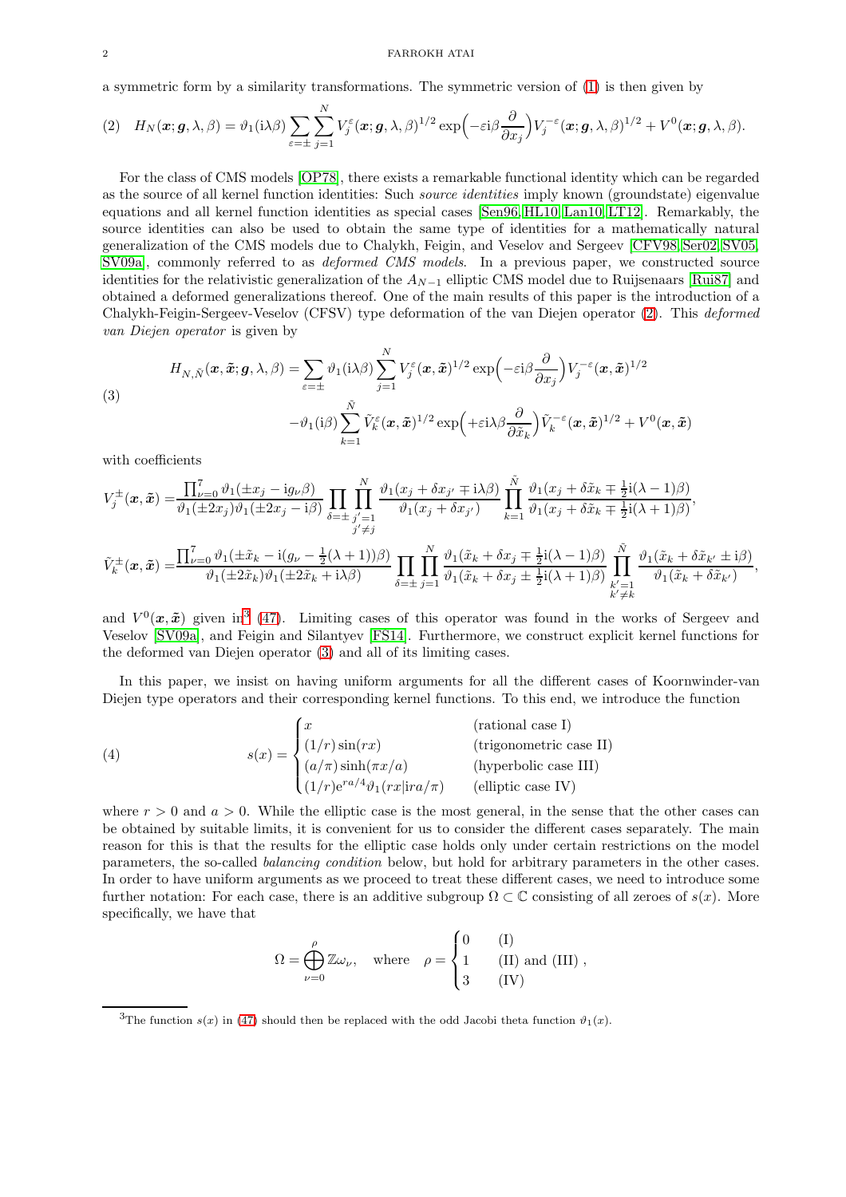a symmetric form by a similarity transformations. The symmetric version of (1) is then given by

$$H_N(\boldsymbol{x};\boldsymbol{g},\lambda,\beta) = \vartheta_1(\mathrm{i}\lambda\beta)\sum_{\varepsilon=\pm}\sum_{j=1}^{N} V_j^{\varepsilon}(\boldsymbol{x};\boldsymbol{g},\lambda,\beta)^{1/2}\exp\Big(-\varepsilon\mathrm{i}\beta\frac{\partial}{\partial x_j}\Big)V_j^{-\varepsilon}(\boldsymbol{x};\boldsymbol{g},\lambda,\beta)^{1/2} + V^0(\boldsymbol{x};\boldsymbol{g},\lambda,\beta). \tag{2}$$

For the class of CMS models [OP78], there exists a remarkable functional identity which can be regarded as the source of all kernel function identities: Such *source identities* imply known (groundstate) eigenvalue equations and all kernel function identities as special cases [Sen96, HL10, Lan10, LT12]. Remarkably, the source identities can also be used to obtain the same type of identities for a mathematically natural generalization of the CMS models due to Chalykh, Feigin, and Veselov and Sergeev [CFV98, Ser02, SV05, SV09a], commonly referred to as *deformed CMS models*. In a previous paper, we constructed source identities for the relativistic generalization of the $A_{N-1}$ elliptic CMS model due to Ruijsenaars [Rui87] and obtained a deformed generalizations thereof. One of the main results of this paper is the introduction of a Chalykh-Feigin-Sergeev-Veselov (CFSV) type deformation of the van Diejen operator (2). This *deformed van Diejen operator* is given by

$$\begin{aligned} H_{N,\tilde{N}}(\boldsymbol{x},\tilde{\boldsymbol{x}};\boldsymbol{g},\lambda,\beta) = &\sum_{\varepsilon=\pm}\vartheta_1(\mathrm{i}\lambda\beta)\sum_{j=1}^{N} V_j^{\varepsilon}(\boldsymbol{x},\tilde{\boldsymbol{x}})^{1/2}\exp\Big(-\varepsilon\mathrm{i}\beta\frac{\partial}{\partial x_j}\Big)V_j^{-\varepsilon}(\boldsymbol{x},\tilde{\boldsymbol{x}})^{1/2} \\ &-\vartheta_1(\mathrm{i}\beta)\sum_{k=1}^{\tilde{N}} \tilde{V}_k^{\varepsilon}(\boldsymbol{x},\tilde{\boldsymbol{x}})^{1/2}\exp\Big(+\varepsilon\mathrm{i}\lambda\beta\frac{\partial}{\partial \tilde{x}_k}\Big)\tilde{V}_k^{-\varepsilon}(\boldsymbol{x},\tilde{\boldsymbol{x}})^{1/2} + V^0(\boldsymbol{x},\tilde{\boldsymbol{x}}) \end{aligned} \tag{3}$$

with coefficients

$$V_j^{\pm}(\boldsymbol{x},\tilde{\boldsymbol{x}}) = \frac{\prod_{\nu=0}^{7}\vartheta_1(\pm x_j - \mathrm{i}g_\nu\beta)}{\vartheta_1(\pm 2x_j)\vartheta_1(\pm 2x_j - \mathrm{i}\beta)}\prod_{\delta=\pm}\prod_{\substack{j'=1\\ j'\neq j}}^{N}\frac{\vartheta_1(x_j+\delta x_{j'}\mp\mathrm{i}\lambda\beta)}{\vartheta_1(x_j+\delta x_{j'})}\prod_{k=1}^{\tilde{N}}\frac{\vartheta_1(x_j+\delta\tilde{x}_k\mp\frac{1}{2}\mathrm{i}(\lambda-1)\beta)}{\vartheta_1(x_j+\delta\tilde{x}_k\mp\frac{1}{2}\mathrm{i}(\lambda+1)\beta)},$$

$$\tilde{V}_k^{\pm}(\boldsymbol{x},\tilde{\boldsymbol{x}}) = \frac{\prod_{\nu=0}^{7}\vartheta_1(\pm\tilde{x}_k - \mathrm{i}(g_\nu-\frac{1}{2}(\lambda+1))\beta)}{\vartheta_1(\pm 2\tilde{x}_k)\vartheta_1(\pm 2\tilde{x}_k + \mathrm{i}\lambda\beta)}\prod_{\delta=\pm}\prod_{j=1}^{N}\frac{\vartheta_1(\tilde{x}_k+\delta x_j\mp\frac{1}{2}\mathrm{i}(\lambda-1)\beta)}{\vartheta_1(\tilde{x}_k+\delta x_j\pm\frac{1}{2}\mathrm{i}(\lambda+1)\beta)}\prod_{\substack{k'=1\\ k'\neq k}}^{\tilde{N}}\frac{\vartheta_1(\tilde{x}_k+\delta\tilde{x}_{k'}\pm\mathrm{i}\beta)}{\vartheta_1(\tilde{x}_k+\delta\tilde{x}_{k'})},$$

and $V^0(\boldsymbol{x},\tilde{\boldsymbol{x}})$ given in[3] (47). Limiting cases of this operator was found in the works of Sergeev and Veselov [SV09a], and Feigin and Silantyev [FS14]. Furthermore, we construct explicit kernel functions for the deformed van Diejen operator (3) and all of its limiting cases.

In this paper, we insist on having uniform arguments for all the different cases of Koornwinder-van Diejen type operators and their corresponding kernel functions. To this end, we introduce the function

$$s(x) = \begin{cases} x & \text{(rational case I)} \\ (1/r)\sin(rx) & \text{(trigonometric case II)} \\ (a/\pi)\sinh(\pi x/a) & \text{(hyperbolic case III)} \\ (1/r)e^{ra/4}\vartheta_1(rx|\mathrm{i}ra/\pi) & \text{(elliptic case IV)} \end{cases} \tag{4}$$

where $r>0$ and $a>0$. While the elliptic case is the most general, in the sense that the other cases can be obtained by suitable limits, it is convenient for us to consider the different cases separately. The main reason for this is that the results for the elliptic case holds only under certain restrictions on the model parameters, the so-called *balancing condition* below, but hold for arbitrary parameters in the other cases. In order to have uniform arguments as we proceed to treat these different cases, we need to introduce some further notation: For each case, there is an additive subgroup $\Omega\subset\mathbb{C}$ consisting of all zeroes of $s(x)$. More specifically, we have that

$$\Omega = \bigoplus_{\nu=0}^{\rho}\mathbb{Z}\omega_\nu, \quad \text{where} \quad \rho = \begin{cases} 0 & \text{(I)} \\ 1 & \text{(II) and (III)} \\ 3 & \text{(IV)} \end{cases},$$

[3] The function $s(x)$ in (47) should then be replaced with the odd Jacobi theta function $\vartheta_1(x)$.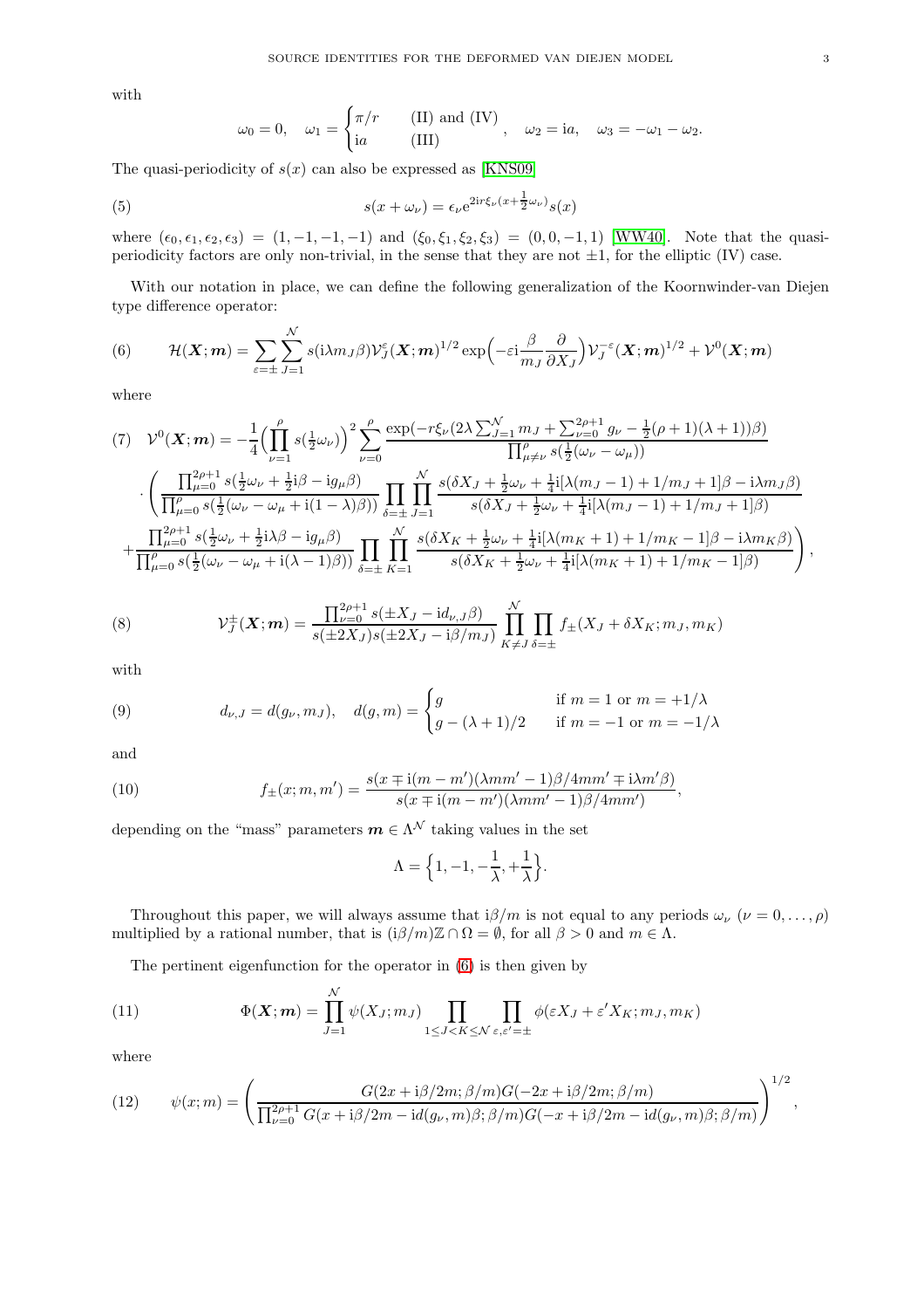with

$$\omega_0 = 0, \quad \omega_1 = \begin{cases} \pi/r & \text{(II) and (IV)} \\ \mathrm{i}a & \text{(III)} \end{cases}, \quad \omega_2 = \mathrm{i}a, \quad \omega_3 = -\omega_1 - \omega_2.$$

The quasi-periodicity of $s(x)$ can also be expressed as [KNS09]

$$s(x + \omega_\nu) = \epsilon_\nu \mathrm{e}^{2\mathrm{i}r\xi_\nu(x + \frac{1}{2}\omega_\nu)} s(x) \tag{5}$$

where $(\epsilon_0, \epsilon_1, \epsilon_2, \epsilon_3) = (1, -1, -1, -1)$ and $(\xi_0, \xi_1, \xi_2, \xi_3) = (0, 0, -1, 1)$ [WW40]. Note that the quasi-periodicity factors are only non-trivial, in the sense that they are not $\pm 1$, for the elliptic (IV) case.

With our notation in place, we can define the following generalization of the Koornwinder-van Diejen type difference operator:

$$\mathcal{H}(\boldsymbol{X}; \boldsymbol{m}) = \sum_{\varepsilon = \pm} \sum_{J=1}^{\mathcal{N}} s(\mathrm{i}\lambda m_J \beta) \mathcal{V}_J^{\varepsilon}(\boldsymbol{X}; \boldsymbol{m})^{1/2} \exp\Big(-\varepsilon \mathrm{i} \frac{\beta}{m_J} \frac{\partial}{\partial X_J}\Big) \mathcal{V}_J^{-\varepsilon}(\boldsymbol{X}; \boldsymbol{m})^{1/2} + \mathcal{V}^0(\boldsymbol{X}; \boldsymbol{m}) \tag{6}$$

where

$$\begin{aligned}
\mathcal{V}^0(\boldsymbol{X}; \boldsymbol{m}) = &-\frac{1}{4}\Big(\prod_{\nu=1}^{\rho} s(\tfrac{1}{2}\omega_\nu)\Big)^2 \sum_{\nu=0}^{\rho} \frac{\exp(-r\xi_\nu(2\lambda \sum_{J=1}^{\mathcal{N}} m_J + \sum_{\nu=0}^{2\rho+1} g_\nu - \frac{1}{2}(\rho+1)(\lambda+1))\beta)}{\prod_{\mu \neq \nu}^{\rho} s(\frac{1}{2}(\omega_\nu - \omega_\mu))} \\
&\cdot \Bigg( \frac{\prod_{\mu=0}^{2\rho+1} s(\frac{1}{2}\omega_\nu + \frac{1}{2}\mathrm{i}\beta - \mathrm{i}g_\mu \beta)}{\prod_{\mu=0}^{\rho} s(\frac{1}{2}(\omega_\nu - \omega_\mu + \mathrm{i}(1-\lambda)\beta))} \prod_{\delta = \pm} \prod_{J=1}^{\mathcal{N}} \frac{s(\delta X_J + \frac{1}{2}\omega_\nu + \frac{1}{4}\mathrm{i}[\lambda(m_J - 1) + 1/m_J + 1]\beta - \mathrm{i}\lambda m_J \beta)}{s(\delta X_J + \frac{1}{2}\omega_\nu + \frac{1}{4}\mathrm{i}[\lambda(m_J - 1) + 1/m_J + 1]\beta)} \\
&+ \frac{\prod_{\mu=0}^{2\rho+1} s(\frac{1}{2}\omega_\nu + \frac{1}{2}\mathrm{i}\lambda\beta - \mathrm{i}g_\mu \beta)}{\prod_{\mu=0}^{\rho} s(\frac{1}{2}(\omega_\nu - \omega_\mu + \mathrm{i}(\lambda-1)\beta))} \prod_{\delta = \pm} \prod_{K=1}^{\mathcal{N}} \frac{s(\delta X_K + \frac{1}{2}\omega_\nu + \frac{1}{4}\mathrm{i}[\lambda(m_K + 1) + 1/m_K - 1]\beta - \mathrm{i}\lambda m_K \beta)}{s(\delta X_K + \frac{1}{2}\omega_\nu + \frac{1}{4}\mathrm{i}[\lambda(m_K + 1) + 1/m_K - 1]\beta)} \Bigg),
\end{aligned} \tag{7}$$

$$\mathcal{V}_J^{\pm}(\boldsymbol{X}; \boldsymbol{m}) = \frac{\prod_{\nu=0}^{2\rho+1} s(\pm X_J - \mathrm{i}d_{\nu,J}\beta)}{s(\pm 2X_J) s(\pm 2X_J - \mathrm{i}\beta/m_J)} \prod_{K \neq J}^{\mathcal{N}} \prod_{\delta = \pm} f_{\pm}(X_J + \delta X_K; m_J, m_K) \tag{8}$$

with

$$d_{\nu,J} = d(g_\nu, m_J), \quad d(g, m) = \begin{cases} g & \text{if } m = 1 \text{ or } m = +1/\lambda \\ g - (\lambda+1)/2 & \text{if } m = -1 \text{ or } m = -1/\lambda \end{cases} \tag{9}$$

and

$$f_{\pm}(x; m, m') = \frac{s(x \mp \mathrm{i}(m - m')(\lambda m m' - 1)\beta/4mm' \mp \mathrm{i}\lambda m' \beta)}{s(x \mp \mathrm{i}(m - m')(\lambda m m' - 1)\beta/4mm')}, \tag{10}$$

depending on the "mass" parameters $\boldsymbol{m} \in \Lambda^{\mathcal{N}}$ taking values in the set

$$\Lambda = \Big\{1, -1, -\frac{1}{\lambda}, +\frac{1}{\lambda}\Big\}.$$

Throughout this paper, we will always assume that $\mathrm{i}\beta/m$ is not equal to any periods $\omega_\nu$ $(\nu = 0, \ldots, \rho)$ multiplied by a rational number, that is $(\mathrm{i}\beta/m)\mathbb{Z} \cap \Omega = \emptyset$, for all $\beta > 0$ and $m \in \Lambda$.

The pertinent eigenfunction for the operator in (6) is then given by

$$\Phi(\boldsymbol{X}; \boldsymbol{m}) = \prod_{J=1}^{\mathcal{N}} \psi(X_J; m_J) \prod_{1 \leq J < K \leq \mathcal{N}} \prod_{\varepsilon, \varepsilon' = \pm} \phi(\varepsilon X_J + \varepsilon' X_K; m_J, m_K) \tag{11}$$

where

$$\psi(x; m) = \left( \frac{G(2x + \mathrm{i}\beta/2m; \beta/m) G(-2x + \mathrm{i}\beta/2m; \beta/m)}{\prod_{\nu=0}^{2\rho+1} G(x + \mathrm{i}\beta/2m - \mathrm{i}d(g_\nu, m)\beta; \beta/m) G(-x + \mathrm{i}\beta/2m - \mathrm{i}d(g_\nu, m)\beta; \beta/m)} \right)^{1/2}, \tag{12}$$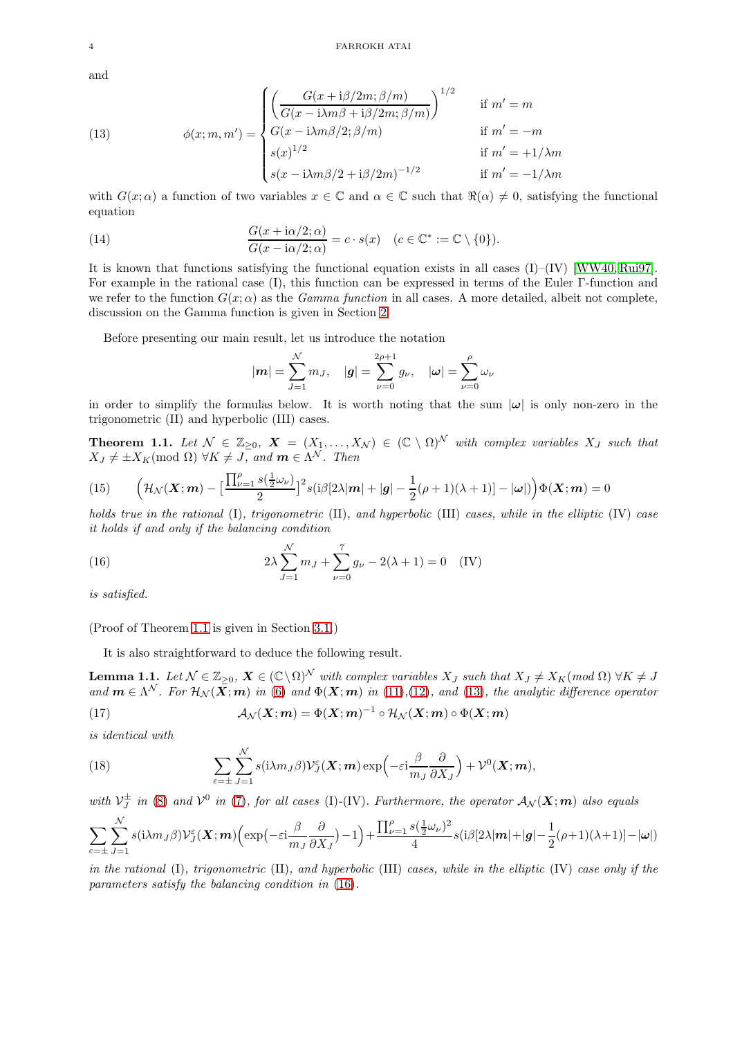and

$$
\phi(x;m,m') = \begin{cases} \Big(\dfrac{G(x+\mathrm{i}\beta/2m;\beta/m)}{G(x-\mathrm{i}\lambda m\beta+\mathrm{i}\beta/2m;\beta/m)}\Big)^{1/2} & \text{if } m'=m \\ G(x-\mathrm{i}\lambda m\beta/2;\beta/m) & \text{if } m'=-m \\ s(x)^{1/2} & \text{if } m'=+1/\lambda m \\ s(x-\mathrm{i}\lambda m\beta/2+\mathrm{i}\beta/2m)^{-1/2} & \text{if } m'=-1/\lambda m \end{cases} \tag{13}
$$

with $G(x;\alpha)$ a function of two variables $x\in\mathbb{C}$ and $\alpha\in\mathbb{C}$ such that $\Re(\alpha)\neq 0$, satisfying the functional equation

$$
\frac{G(x+\mathrm{i}\alpha/2;\alpha)}{G(x-\mathrm{i}\alpha/2;\alpha)} = c\cdot s(x) \quad (c\in\mathbb{C}^* := \mathbb{C}\setminus\{0\}). \tag{14}
$$

It is known that functions satisfying the functional equation exists in all cases (I)–(IV) [WW40, Rui97]. For example in the rational case (I), this function can be expressed in terms of the Euler Γ-function and we refer to the function $G(x;\alpha)$ as the *Gamma function* in all cases. A more detailed, albeit not complete, discussion on the Gamma function is given in Section 2.

Before presenting our main result, let us introduce the notation

$$
|\boldsymbol{m}| = \sum_{J=1}^{\mathcal{N}} m_J, \quad |\boldsymbol{g}| = \sum_{\nu=0}^{2\rho+1} g_\nu, \quad |\boldsymbol{\omega}| = \sum_{\nu=0}^{\rho}\omega_\nu
$$

in order to simplify the formulas below. It is worth noting that the sum $|\boldsymbol{\omega}|$ is only non-zero in the trigonometric (II) and hyperbolic (III) cases.

**Theorem 1.1.** *Let $\mathcal{N}\in\mathbb{Z}_{\geq 0}$, $\boldsymbol{X}=(X_1,\ldots,X_{\mathcal{N}})\in(\mathbb{C}\setminus\Omega)^{\mathcal{N}}$ with complex variables $X_J$ such that $X_J\neq\pm X_K (\text{mod }\Omega)$ $\forall K\neq J$, and $\boldsymbol{m}\in\Lambda^{\mathcal{N}}$. Then*

$$
\Big(\mathcal{H}_{\mathcal{N}}(\boldsymbol{X};\boldsymbol{m}) - \big[\frac{\prod_{\nu=1}^{\rho} s(\frac{1}{2}\omega_\nu)}{2}\big]^2 s(\mathrm{i}\beta[2\lambda|\boldsymbol{m}|+|\boldsymbol{g}|-\frac{1}{2}(\rho+1)(\lambda+1)]-|\boldsymbol{\omega}|)\Big)\Phi(\boldsymbol{X};\boldsymbol{m}) = 0 \tag{15}
$$

*holds true in the rational* (I)*, trigonometric* (II)*, and hyperbolic* (III) *cases, while in the elliptic* (IV) *case it holds if and only if the balancing condition*

$$
2\lambda\sum_{J=1}^{\mathcal{N}} m_J + \sum_{\nu=0}^{7} g_\nu - 2(\lambda+1) = 0 \quad \text{(IV)} \tag{16}
$$

*is satisfied.*

(Proof of Theorem 1.1 is given in Section 3.1.)

It is also straightforward to deduce the following result.

**Lemma 1.1.** *Let $\mathcal{N}\in\mathbb{Z}_{\geq 0}$, $\boldsymbol{X}\in(\mathbb{C}\setminus\Omega)^{\mathcal{N}}$ with complex variables $X_J$ such that $X_J\neq X_K (\text{mod }\Omega)$ $\forall K\neq J$ and $\boldsymbol{m}\in\Lambda^{\mathcal{N}}$. For $\mathcal{H}_{\mathcal{N}}(\boldsymbol{X};\boldsymbol{m})$ in (6) and $\Phi(\boldsymbol{X};\boldsymbol{m})$ in (11),(12), and (13), the analytic difference operator*

$$
\mathcal{A}_{\mathcal{N}}(\boldsymbol{X};\boldsymbol{m}) = \Phi(\boldsymbol{X};\boldsymbol{m})^{-1}\circ\mathcal{H}_{\mathcal{N}}(\boldsymbol{X};\boldsymbol{m})\circ\Phi(\boldsymbol{X};\boldsymbol{m}) \tag{17}
$$

*is identical with*

$$
\sum_{\varepsilon=\pm}\sum_{J=1}^{\mathcal{N}} s(\mathrm{i}\lambda m_J\beta)\mathcal{V}_J^{\varepsilon}(\boldsymbol{X};\boldsymbol{m})\exp\Big(-\varepsilon\mathrm{i}\frac{\beta}{m_J}\frac{\partial}{\partial X_J}\Big) + \mathcal{V}^0(\boldsymbol{X};\boldsymbol{m}), \tag{18}
$$

*with $\mathcal{V}_J^{\pm}$ in (8) and $\mathcal{V}^0$ in (7), for all cases* (I)-(IV)*. Furthermore, the operator $\mathcal{A}_{\mathcal{N}}(\boldsymbol{X};\boldsymbol{m})$ also equals*

$$
\sum_{\varepsilon=\pm}\sum_{J=1}^{\mathcal{N}} s(\mathrm{i}\lambda m_J\beta)\mathcal{V}_J^{\varepsilon}(\boldsymbol{X};\boldsymbol{m})\Big(\exp\big(-\varepsilon\mathrm{i}\frac{\beta}{m_J}\frac{\partial}{\partial X_J}\big)-1\Big) + \frac{\prod_{\nu=1}^{\rho} s(\frac{1}{2}\omega_\nu)^2}{4} s(\mathrm{i}\beta[2\lambda|\boldsymbol{m}|+|\boldsymbol{g}|-\frac{1}{2}(\rho+1)(\lambda+1)]-|\boldsymbol{\omega}|)
$$

*in the rational* (I)*, trigonometric* (II)*, and hyperbolic* (III) *cases, while in the elliptic* (IV) *case only if the parameters satisfy the balancing condition in* (16)*.*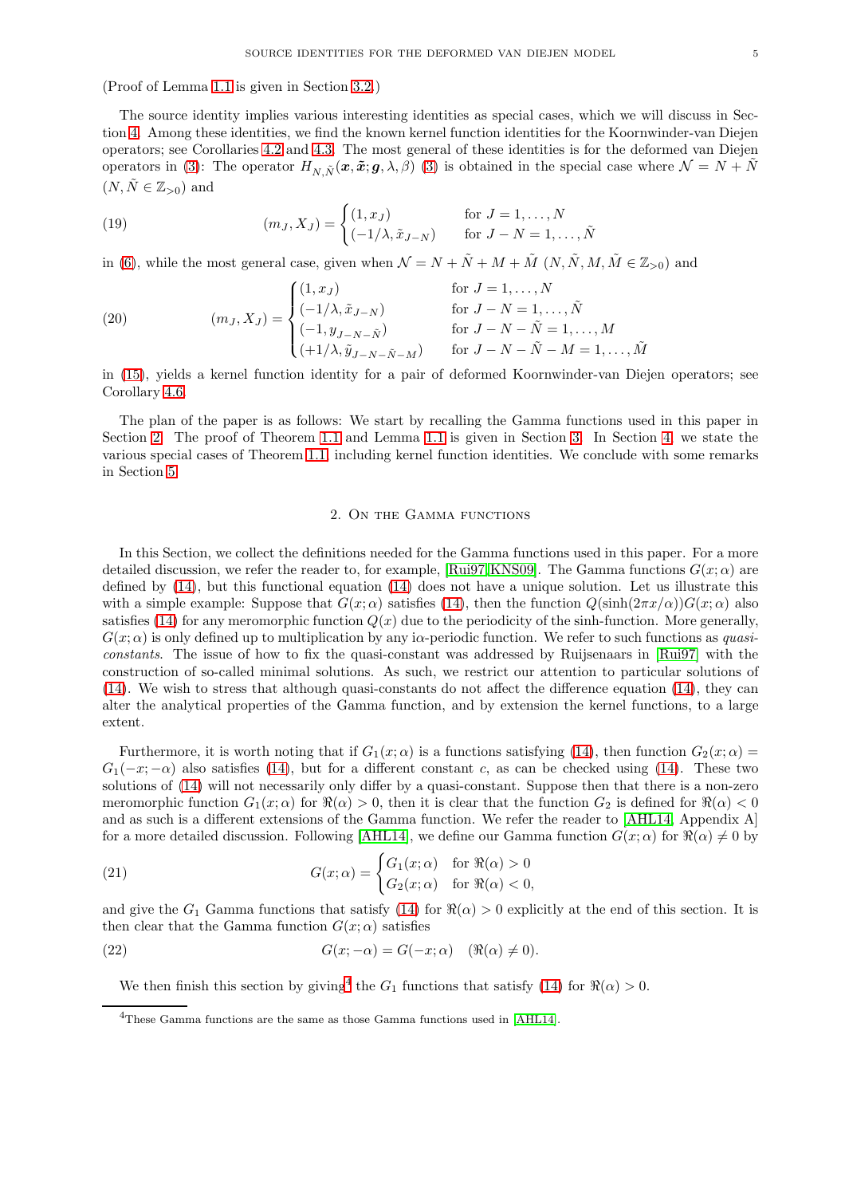(Proof of Lemma 1.1 is given in Section 3.2.)

The source identity implies various interesting identities as special cases, which we will discuss in Section 4. Among these identities, we find the known kernel function identities for the Koornwinder-van Diejen operators; see Corollaries 4.2 and 4.3. The most general of these identities is for the deformed van Diejen operators in (3): The operator $H_{N,\tilde{N}}(\boldsymbol{x}, \tilde{\boldsymbol{x}}; \boldsymbol{g}, \lambda, \beta)$ (3) is obtained in the special case where $\mathcal{N} = N + \tilde{N}$ $(N, \tilde{N} \in \mathbb{Z}_{>0})$ and

$$
(m_J, X_J) = \begin{cases} (1, x_J) & \text{for } J = 1, \ldots, N \\ (-1/\lambda, \tilde{x}_{J-N}) & \text{for } J - N = 1, \ldots, \tilde{N} \end{cases} \tag{19}
$$

in (6), while the most general case, given when $\mathcal{N} = N + \tilde{N} + M + \tilde{M}$ $(N, \tilde{N}, M, \tilde{M} \in \mathbb{Z}_{>0})$ and

$$
(m_J, X_J) = \begin{cases} (1, x_J) & \text{for } J = 1, \ldots, N \\ (-1/\lambda, \tilde{x}_{J-N}) & \text{for } J - N = 1, \ldots, \tilde{N} \\ (-1, y_{J-N-\tilde{N}}) & \text{for } J - N - \tilde{N} = 1, \ldots, M \\ (+1/\lambda, \tilde{y}_{J-N-\tilde{N}-M}) & \text{for } J - N - \tilde{N} - M = 1, \ldots, \tilde{M} \end{cases} \tag{20}
$$

in (15), yields a kernel function identity for a pair of deformed Koornwinder-van Diejen operators; see Corollary 4.6.

The plan of the paper is as follows: We start by recalling the Gamma functions used in this paper in Section 2. The proof of Theorem 1.1 and Lemma 1.1 is given in Section 3. In Section 4, we state the various special cases of Theorem 1.1, including kernel function identities. We conclude with some remarks in Section 5.

## 2. On the Gamma functions

In this Section, we collect the definitions needed for the Gamma functions used in this paper. For a more detailed discussion, we refer the reader to, for example, [Rui97, KNS09]. The Gamma functions $G(x; \alpha)$ are defined by (14), but this functional equation (14) does not have a unique solution. Let us illustrate this with a simple example: Suppose that $G(x; \alpha)$ satisfies (14), then the function $Q(\sinh(2\pi x/\alpha))G(x; \alpha)$ also satisfies (14) for any meromorphic function $Q(x)$ due to the periodicity of the sinh-function. More generally, $G(x; \alpha)$ is only defined up to multiplication by any i$\alpha$-periodic function. We refer to such functions as *quasi-constants*. The issue of how to fix the quasi-constant was addressed by Ruijsenaars in [Rui97] with the construction of so-called minimal solutions. As such, we restrict our attention to particular solutions of (14). We wish to stress that although quasi-constants do not affect the difference equation (14), they can alter the analytical properties of the Gamma function, and by extension the kernel functions, to a large extent.

Furthermore, it is worth noting that if $G_1(x; \alpha)$ is a functions satisfying (14), then function $G_2(x; \alpha) = G_1(-x; -\alpha)$ also satisfies (14), but for a different constant $c$, as can be checked using (14). These two solutions of (14) will not necessarily only differ by a quasi-constant. Suppose then that there is a non-zero meromorphic function $G_1(x; \alpha)$ for $\Re(\alpha) > 0$, then it is clear that the function $G_2$ is defined for $\Re(\alpha) < 0$ and as such is a different extensions of the Gamma function. We refer the reader to [AHL14, Appendix A] for a more detailed discussion. Following [AHL14], we define our Gamma function $G(x; \alpha)$ for $\Re(\alpha) \neq 0$ by

$$
G(x; \alpha) = \begin{cases} G_1(x; \alpha) & \text{for } \Re(\alpha) > 0 \\ G_2(x; \alpha) & \text{for } \Re(\alpha) < 0, \end{cases} \tag{21}
$$

and give the $G_1$ Gamma functions that satisfy (14) for $\Re(\alpha) > 0$ explicitly at the end of this section. It is then clear that the Gamma function $G(x; \alpha)$ satisfies

$$
G(x; -\alpha) = G(-x; \alpha) \quad (\Re(\alpha) \neq 0). \tag{22}
$$

We then finish this section by giving[4] the $G_1$ functions that satisfy (14) for $\Re(\alpha) > 0$.

[4] These Gamma functions are the same as those Gamma functions used in [AHL14].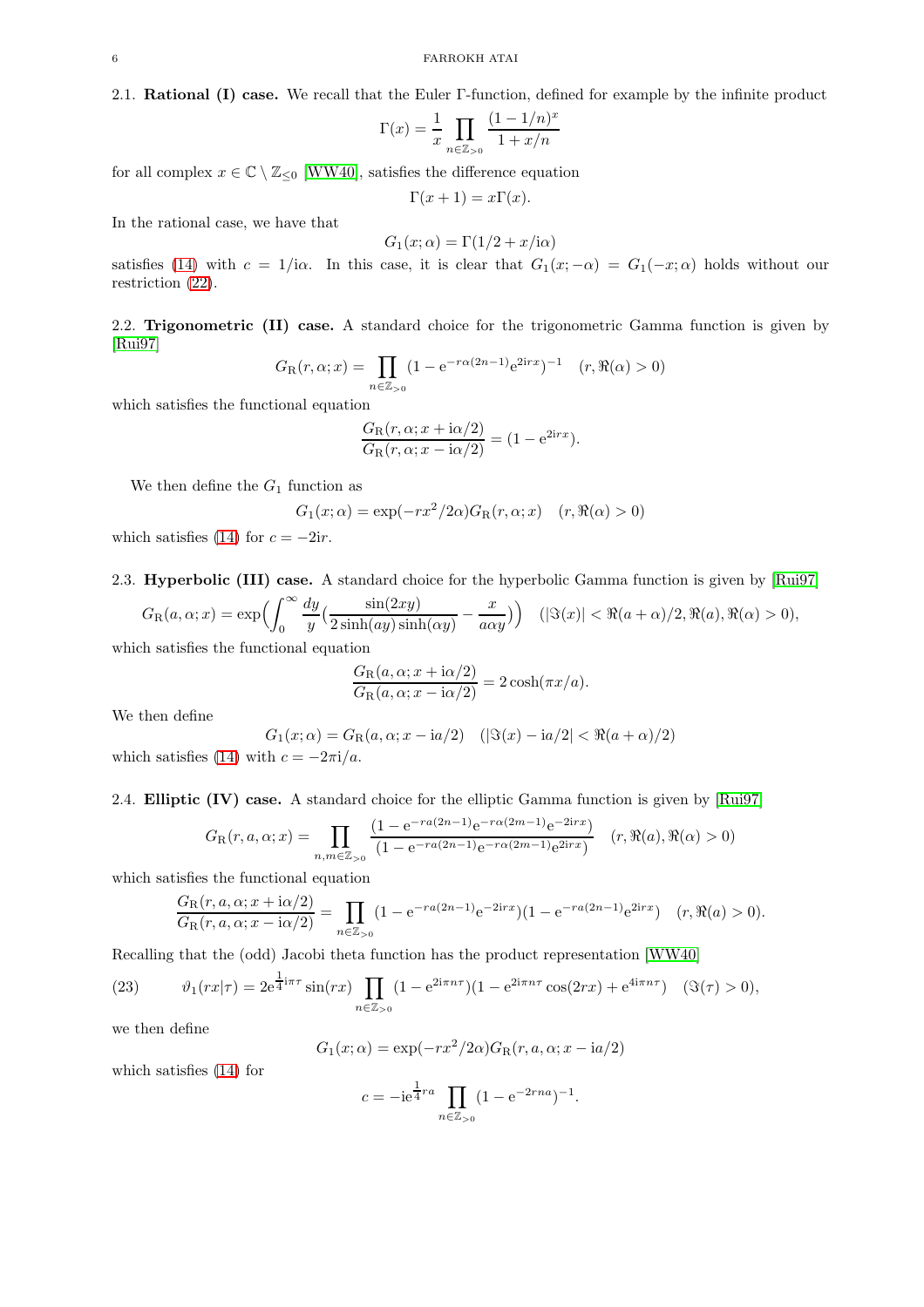### 2.1. Rational (I) case.

We recall that the Euler Γ-function, defined for example by the infinite product

$$\Gamma(x) = \frac{1}{x}\prod_{n\in\mathbb{Z}_{>0}} \frac{(1-1/n)^x}{1+x/n}$$

for all complex $x \in \mathbb{C}\setminus\mathbb{Z}_{\le 0}$ [WW40], satisfies the difference equation

$$\Gamma(x+1) = x\Gamma(x).$$

In the rational case, we have that

$$G_1(x;\alpha) = \Gamma(1/2 + x/\mathrm{i}\alpha)$$

satisfies (14) with $c = 1/\mathrm{i}\alpha$. In this case, it is clear that $G_1(x;-\alpha) = G_1(-x;\alpha)$ holds without our restriction (22).

### 2.2. Trigonometric (II) case.

A standard choice for the trigonometric Gamma function is given by [Rui97]

$$G_{\mathrm{R}}(r,\alpha;x) = \prod_{n\in\mathbb{Z}_{>0}} (1 - \mathrm{e}^{-r\alpha(2n-1)}\mathrm{e}^{2\mathrm{i}rx})^{-1} \quad (r, \Re(\alpha) > 0)$$

which satisfies the functional equation

$$\frac{G_{\mathrm{R}}(r,\alpha;x+\mathrm{i}\alpha/2)}{G_{\mathrm{R}}(r,\alpha;x-\mathrm{i}\alpha/2)} = (1-\mathrm{e}^{2\mathrm{i}rx}).$$

We then define the $G_1$ function as

$$G_1(x;\alpha) = \exp(-rx^2/2\alpha)G_{\mathrm{R}}(r,\alpha;x) \quad (r, \Re(\alpha) > 0)$$

which satisfies (14) for $c = -2\mathrm{i}r$.

### 2.3. Hyperbolic (III) case.

A standard choice for the hyperbolic Gamma function is given by [Rui97]

$$G_{\mathrm{R}}(a,\alpha;x) = \exp\Big(\int_0^\infty \frac{dy}{y}\big(\frac{\sin(2xy)}{2\sinh(ay)\sinh(\alpha y)} - \frac{x}{a\alpha y}\big)\Big) \quad (|\Im(x)| < \Re(a+\alpha)/2, \Re(a), \Re(\alpha) > 0),$$

which satisfies the functional equation

$$\frac{G_{\mathrm{R}}(a,\alpha;x+\mathrm{i}\alpha/2)}{G_{\mathrm{R}}(a,\alpha;x-\mathrm{i}\alpha/2)} = 2\cosh(\pi x/a).$$

We then define

$$G_1(x;\alpha) = G_{\mathrm{R}}(a,\alpha;x-\mathrm{i}a/2) \quad (|\Im(x) - \mathrm{i}a/2| < \Re(a+\alpha)/2)$$

which satisfies (14) with $c = -2\pi\mathrm{i}/a$.

### 2.4. Elliptic (IV) case.

A standard choice for the elliptic Gamma function is given by [Rui97]

$$G_{\mathrm{R}}(r,a,\alpha;x) = \prod_{n,m\in\mathbb{Z}_{>0}} \frac{(1-\mathrm{e}^{-ra(2n-1)}\mathrm{e}^{-r\alpha(2m-1)}\mathrm{e}^{-2\mathrm{i}rx})}{(1-\mathrm{e}^{-ra(2n-1)}\mathrm{e}^{-r\alpha(2m-1)}\mathrm{e}^{2\mathrm{i}rx})} \quad (r, \Re(a), \Re(\alpha) > 0)$$

which satisfies the functional equation

$$\frac{G_{\mathrm{R}}(r,a,\alpha;x+\mathrm{i}\alpha/2)}{G_{\mathrm{R}}(r,a,\alpha;x-\mathrm{i}\alpha/2)} = \prod_{n\in\mathbb{Z}_{>0}} (1-\mathrm{e}^{-ra(2n-1)}\mathrm{e}^{-2\mathrm{i}rx})(1-\mathrm{e}^{-ra(2n-1)}\mathrm{e}^{2\mathrm{i}rx}) \quad (r, \Re(a) > 0).$$

Recalling that the (odd) Jacobi theta function has the product representation [WW40]

$$\vartheta_1(rx|\tau) = 2\mathrm{e}^{\frac{1}{4}\mathrm{i}\pi\tau}\sin(rx)\prod_{n\in\mathbb{Z}_{>0}}(1-\mathrm{e}^{2\mathrm{i}\pi n\tau})(1-\mathrm{e}^{2\mathrm{i}\pi n\tau}\cos(2rx)+\mathrm{e}^{4\mathrm{i}\pi n\tau}) \quad (\Im(\tau) > 0), \tag{23}$$

we then define

$$G_1(x;\alpha) = \exp(-rx^2/2\alpha)G_{\mathrm{R}}(r,a,\alpha;x-\mathrm{i}a/2)$$

which satisfies (14) for

$$c = -\mathrm{i}\mathrm{e}^{\frac{1}{4}ra}\prod_{n\in\mathbb{Z}_{>0}}(1-\mathrm{e}^{-2rna})^{-1}.$$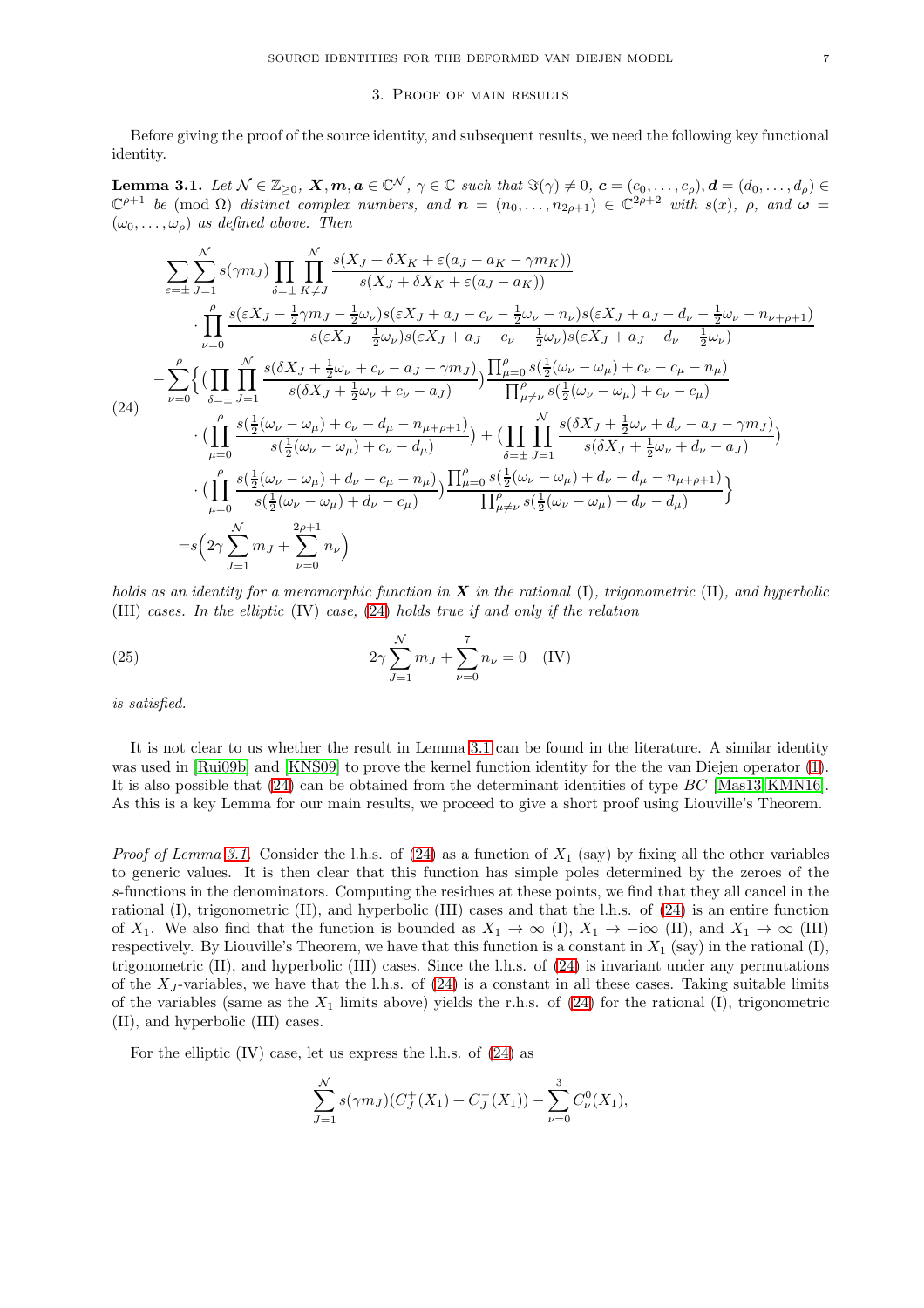## 3. Proof of main results

Before giving the proof of the source identity, and subsequent results, we need the following key functional identity.

**Lemma 3.1.** *Let $\mathcal{N} \in \mathbb{Z}_{\geq 0}$, $\boldsymbol{X}, \boldsymbol{m}, \boldsymbol{a} \in \mathbb{C}^{\mathcal{N}}$, $\gamma \in \mathbb{C}$ such that $\Im(\gamma) \neq 0$, $\boldsymbol{c} = (c_0, \ldots, c_\rho), \boldsymbol{d} = (d_0, \ldots, d_\rho) \in \mathbb{C}^{\rho+1}$ be $\pmod{\Omega}$ distinct complex numbers, and $\boldsymbol{n} = (n_0, \ldots, n_{2\rho+1}) \in \mathbb{C}^{2\rho+2}$ with $s(x)$, $\rho$, and $\boldsymbol{\omega} = (\omega_0, \ldots, \omega_\rho)$ as defined above. Then*

$$
\begin{aligned}
&\sum_{\varepsilon=\pm}\sum_{J=1}^{\mathcal{N}} s(\gamma m_J) \prod_{\delta=\pm}\prod_{K\neq J}^{\mathcal{N}} \frac{s(X_J + \delta X_K + \varepsilon(a_J - a_K - \gamma m_K))}{s(X_J + \delta X_K + \varepsilon(a_J - a_K))} \\
&\qquad \cdot \prod_{\nu=0}^{\rho} \frac{s(\varepsilon X_J - \frac{1}{2}\gamma m_J - \frac{1}{2}\omega_\nu) s(\varepsilon X_J + a_J - c_\nu - \frac{1}{2}\omega_\nu - n_\nu) s(\varepsilon X_J + a_J - d_\nu - \frac{1}{2}\omega_\nu - n_{\nu+\rho+1})}{s(\varepsilon X_J - \frac{1}{2}\omega_\nu) s(\varepsilon X_J + a_J - c_\nu - \frac{1}{2}\omega_\nu) s(\varepsilon X_J + a_J - d_\nu - \frac{1}{2}\omega_\nu)} \\
&- \sum_{\nu=0}^{\rho} \Big\{ \Big(\prod_{\delta=\pm}\prod_{J=1}^{\mathcal{N}} \frac{s(\delta X_J + \frac{1}{2}\omega_\nu + c_\nu - a_J - \gamma m_J)}{s(\delta X_J + \frac{1}{2}\omega_\nu + c_\nu - a_J)}\Big) \frac{\prod_{\mu=0}^{\rho} s(\frac{1}{2}(\omega_\nu - \omega_\mu) + c_\nu - c_\mu - n_\mu)}{\prod_{\mu\neq\nu}^{\rho} s(\frac{1}{2}(\omega_\nu - \omega_\mu) + c_\nu - c_\mu)} \\
&\qquad \cdot \Big(\prod_{\mu=0}^{\rho} \frac{s(\frac{1}{2}(\omega_\nu - \omega_\mu) + c_\nu - d_\mu - n_{\mu+\rho+1})}{s(\frac{1}{2}(\omega_\nu - \omega_\mu) + c_\nu - d_\mu)}\Big) + \Big(\prod_{\delta=\pm}\prod_{J=1}^{\mathcal{N}} \frac{s(\delta X_J + \frac{1}{2}\omega_\nu + d_\nu - a_J - \gamma m_J)}{s(\delta X_J + \frac{1}{2}\omega_\nu + d_\nu - a_J)}\Big) \\
&\qquad \cdot \Big(\prod_{\mu=0}^{\rho} \frac{s(\frac{1}{2}(\omega_\nu - \omega_\mu) + d_\nu - c_\mu - n_\mu)}{s(\frac{1}{2}(\omega_\nu - \omega_\mu) + d_\nu - c_\mu)}\Big) \frac{\prod_{\mu=0}^{\rho} s(\frac{1}{2}(\omega_\nu - \omega_\mu) + d_\nu - d_\mu - n_{\mu+\rho+1})}{\prod_{\mu\neq\nu}^{\rho} s(\frac{1}{2}(\omega_\nu - \omega_\mu) + d_\nu - d_\mu)} \Big\} \\
&= s\Big(2\gamma \sum_{J=1}^{\mathcal{N}} m_J + \sum_{\nu=0}^{2\rho+1} n_\nu\Big)
\end{aligned} \tag{24}
$$

*holds as an identity for a meromorphic function in $\boldsymbol{X}$ in the rational* (I)*, trigonometric* (II)*, and hyperbolic* (III) *cases. In the elliptic* (IV) *case,* (24) *holds true if and only if the relation*

$$
2\gamma \sum_{J=1}^{\mathcal{N}} m_J + \sum_{\nu=0}^{7} n_\nu = 0 \quad \text{(IV)} \tag{25}
$$

*is satisfied.*

It is not clear to us whether the result in Lemma 3.1 can be found in the literature. A similar identity was used in [Rui09b] and [KNS09] to prove the kernel function identity for the the van Diejen operator (1). It is also possible that (24) can be obtained from the determinant identities of type $BC$ [Mas13, KMN16]. As this is a key Lemma for our main results, we proceed to give a short proof using Liouville's Theorem.

*Proof of Lemma 3.1.* Consider the l.h.s. of (24) as a function of $X_1$ (say) by fixing all the other variables to generic values. It is then clear that this function has simple poles determined by the zeroes of the $s$-functions in the denominators. Computing the residues at these points, we find that they all cancel in the rational (I), trigonometric (II), and hyperbolic (III) cases and that the l.h.s. of (24) is an entire function of $X_1$. We also find that the function is bounded as $X_1 \to \infty$ (I), $X_1 \to -\mathrm{i}\infty$ (II), and $X_1 \to \infty$ (III) respectively. By Liouville's Theorem, we have that this function is a constant in $X_1$ (say) in the rational (I), trigonometric (II), and hyperbolic (III) cases. Since the l.h.s. of (24) is invariant under any permutations of the $X_J$-variables, we have that the l.h.s. of (24) is a constant in all these cases. Taking suitable limits of the variables (same as the $X_1$ limits above) yields the r.h.s. of (24) for the rational (I), trigonometric (II), and hyperbolic (III) cases.

For the elliptic (IV) case, let us express the l.h.s. of (24) as

$$
\sum_{J=1}^{\mathcal{N}} s(\gamma m_J)(C_J^+(X_1) + C_J^-(X_1)) - \sum_{\nu=0}^{3} C_\nu^0(X_1),
$$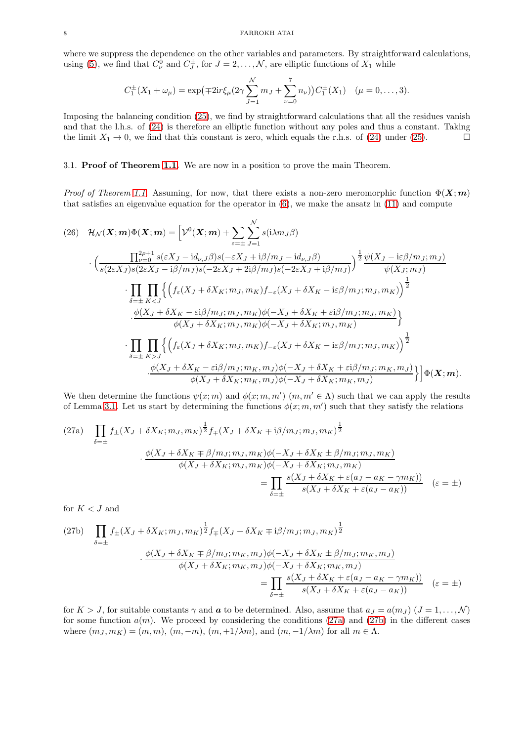where we suppress the dependence on the other variables and parameters. By straightforward calculations, using (5), we find that $C^0_\nu$ and $C^\pm_J$, for $J = 2, \ldots, \mathcal{N}$, are elliptic functions of $X_1$ while

$$C^\pm_1(X_1 + \omega_\mu) = \exp\bigl(\mp 2\mathrm{i} r \xi_\mu (2\gamma \sum_{J=1}^{\mathcal{N}} m_J + \sum_{\nu=0}^{7} n_\nu)\bigr) C^\pm_1(X_1) \quad (\mu = 0, \ldots, 3).$$

Imposing the balancing condition (25), we find by straightforward calculations that all the residues vanish and that the l.h.s. of (24) is therefore an elliptic function without any poles and thus a constant. Taking the limit $X_1 \to 0$, we find that this constant is zero, which equals the r.h.s. of (24) under (25). □

### 3.1. Proof of Theorem 1.1.

We are now in a position to prove the main Theorem.

*Proof of Theorem 1.1.* Assuming, for now, that there exists a non-zero meromorphic function $\Phi(\boldsymbol{X};\boldsymbol{m})$ that satisfies an eigenvalue equation for the operator in (6), we make the ansatz in (11) and compute

$$
\begin{aligned}
(26)\quad \mathcal{H}_{\mathcal{N}}(\boldsymbol{X};\boldsymbol{m})\Phi(\boldsymbol{X};\boldsymbol{m}) = \Big[&\mathcal{V}^0(\boldsymbol{X};\boldsymbol{m}) + \sum_{\varepsilon=\pm}\sum_{J=1}^{\mathcal{N}} s(\mathrm{i}\lambda m_J \beta) \\
&\cdot \Big( \frac{\prod_{\nu=0}^{2\rho+1} s(\varepsilon X_J - \mathrm{id}_{\nu,J}\beta) s(-\varepsilon X_J + \mathrm{i}\beta/m_J - \mathrm{id}_{\nu,J}\beta)}{s(2\varepsilon X_J) s(2\varepsilon X_J - \mathrm{i}\beta/m_J) s(-2\varepsilon X_J + 2\mathrm{i}\beta/m_J) s(-2\varepsilon X_J + \mathrm{i}\beta/m_J)} \Big)^{\frac{1}{2}} \frac{\psi(X_J - \mathrm{i}\varepsilon\beta/m_J; m_J)}{\psi(X_J; m_J)} \\
&\cdot \prod_{\delta=\pm}\prod_{K<J} \Big\{ \Big( f_\varepsilon(X_J + \delta X_K; m_J, m_K) f_{-\varepsilon}(X_J + \delta X_K - \mathrm{i}\varepsilon\beta/m_J; m_J, m_K) \Big)^{\frac{1}{2}} \\
&\quad \cdot \frac{\phi(X_J + \delta X_K - \varepsilon \mathrm{i}\beta/m_J; m_J, m_K)\phi(-X_J + \delta X_K + \varepsilon \mathrm{i}\beta/m_J; m_J, m_K)}{\phi(X_J + \delta X_K; m_J, m_K)\phi(-X_J + \delta X_K; m_J, m_K)} \Big\} \\
&\cdot \prod_{\delta=\pm}\prod_{K>J} \Big\{ \Big( f_\varepsilon(X_J + \delta X_K; m_J, m_K) f_{-\varepsilon}(X_J + \delta X_K - \mathrm{i}\varepsilon\beta/m_J; m_J, m_K) \Big)^{\frac{1}{2}} \\
&\quad \cdot \frac{\phi(X_J + \delta X_K - \varepsilon \mathrm{i}\beta/m_J; m_K, m_J)\phi(-X_J + \delta X_K + \varepsilon \mathrm{i}\beta/m_J; m_K, m_J)}{\phi(X_J + \delta X_K; m_K, m_J)\phi(-X_J + \delta X_K; m_K, m_J)} \Big\} \Big] \Phi(\boldsymbol{X};\boldsymbol{m}).
\end{aligned}
$$

We then determine the functions $\psi(x;m)$ and $\phi(x;m,m')$ $(m, m' \in \Lambda)$ such that we can apply the results of Lemma 3.1. Let us start by determining the functions $\phi(x;m,m')$ such that they satisfy the relations

$$
\begin{aligned}
(27\text{a})\quad \prod_{\delta=\pm} & f_\pm(X_J + \delta X_K; m_J, m_K)^{\frac{1}{2}} f_\mp(X_J + \delta X_K \mp \mathrm{i}\beta/m_J; m_J, m_K)^{\frac{1}{2}} \\
&\cdot \frac{\phi(X_J + \delta X_K \mp \beta/m_J; m_J, m_K)\phi(-X_J + \delta X_K \pm \beta/m_J; m_J, m_K)}{\phi(X_J + \delta X_K; m_J, m_K)\phi(-X_J + \delta X_K; m_J, m_K)} \\
&= \prod_{\delta=\pm} \frac{s(X_J + \delta X_K + \varepsilon(a_J - a_K - \gamma m_K))}{s(X_J + \delta X_K + \varepsilon(a_J - a_K))} \quad (\varepsilon = \pm)
\end{aligned}
$$

for $K < J$ and

$$
\begin{aligned}
(27\text{b})\quad \prod_{\delta=\pm} & f_\pm(X_J + \delta X_K; m_J, m_K)^{\frac{1}{2}} f_\mp(X_J + \delta X_K \mp \mathrm{i}\beta/m_J; m_J, m_K)^{\frac{1}{2}} \\
&\cdot \frac{\phi(X_J + \delta X_K \mp \beta/m_J; m_K, m_J)\phi(-X_J + \delta X_K \pm \beta/m_J; m_K, m_J)}{\phi(X_J + \delta X_K; m_K, m_J)\phi(-X_J + \delta X_K; m_K, m_J)} \\
&= \prod_{\delta=\pm} \frac{s(X_J + \delta X_K + \varepsilon(a_J - a_K - \gamma m_K))}{s(X_J + \delta X_K + \varepsilon(a_J - a_K))} \quad (\varepsilon = \pm)
\end{aligned}
$$

for $K > J$, for suitable constants $\gamma$ and $\boldsymbol{a}$ to be determined. Also, assume that $a_J = a(m_J)$ $(J = 1, \ldots, \mathcal{N})$ for some function $a(m)$. We proceed by considering the conditions (27a) and (27b) in the different cases where $(m_J, m_K) = (m, m)$, $(m, -m)$, $(m, +1/\lambda m)$, and $(m, -1/\lambda m)$ for all $m \in \Lambda$.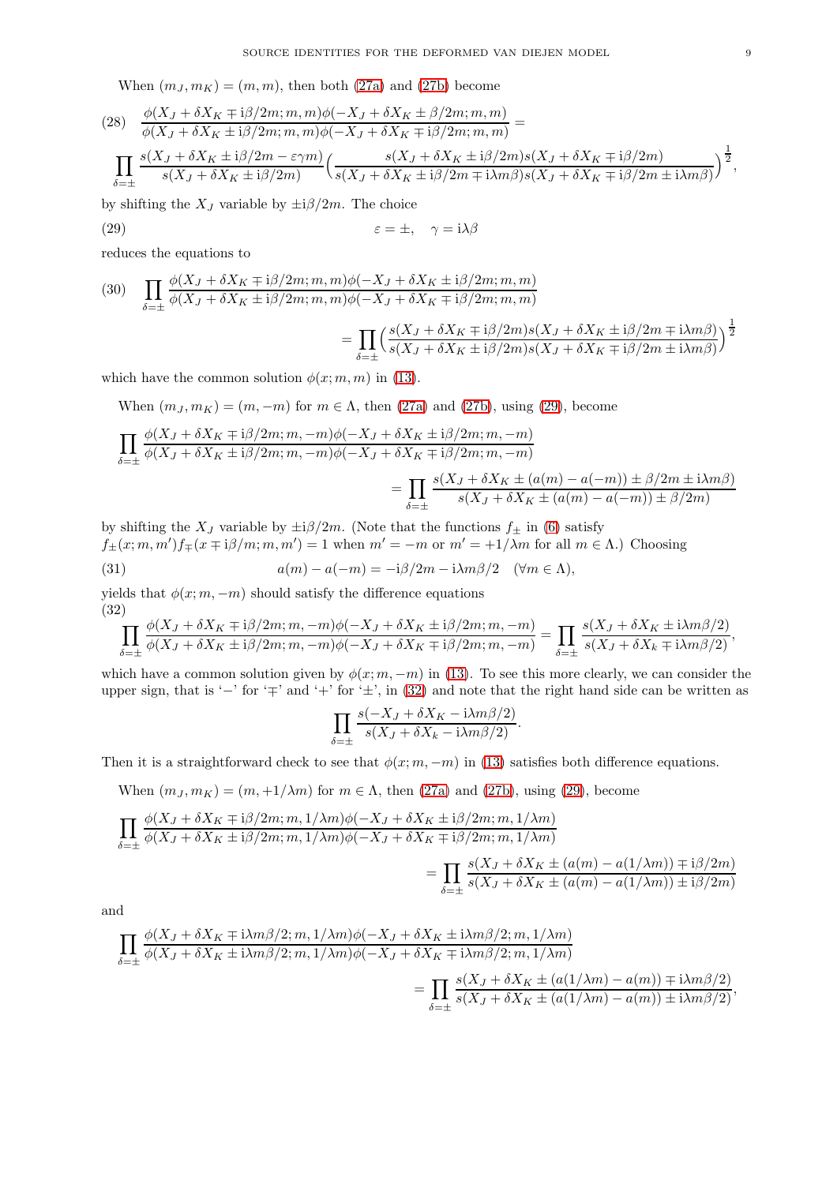When $(m_J, m_K) = (m, m)$, then both (27a) and (27b) become

$$
(28)\quad \frac{\phi(X_J + \delta X_K \mp \mathrm{i}\beta/2m; m, m)\phi(-X_J + \delta X_K \pm \beta/2m; m, m)}{\phi(X_J + \delta X_K \pm \mathrm{i}\beta/2m; m, m)\phi(-X_J + \delta X_K \mp \mathrm{i}\beta/2m; m, m)} =
$$

$$
\prod_{\delta=\pm} \frac{s(X_J + \delta X_K \pm \mathrm{i}\beta/2m - \varepsilon\gamma m)}{s(X_J + \delta X_K \pm \mathrm{i}\beta/2m)} \Big( \frac{s(X_J + \delta X_K \pm \mathrm{i}\beta/2m) s(X_J + \delta X_K \mp \mathrm{i}\beta/2m)}{s(X_J + \delta X_K \pm \mathrm{i}\beta/2m \mp \mathrm{i}\lambda m\beta) s(X_J + \delta X_K \mp \mathrm{i}\beta/2m \pm \mathrm{i}\lambda m\beta)} \Big)^{\frac{1}{2}},
$$

by shifting the $X_J$ variable by $\pm \mathrm{i}\beta/2m$. The choice

$$
(29)\qquad \varepsilon = \pm, \quad \gamma = \mathrm{i}\lambda\beta
$$

reduces the equations to

$$
(30)\quad \prod_{\delta=\pm} \frac{\phi(X_J + \delta X_K \mp \mathrm{i}\beta/2m; m, m)\phi(-X_J + \delta X_K \pm \mathrm{i}\beta/2m; m, m)}{\phi(X_J + \delta X_K \pm \mathrm{i}\beta/2m; m, m)\phi(-X_J + \delta X_K \mp \mathrm{i}\beta/2m; m, m)}
$$

$$
= \prod_{\delta=\pm} \Big( \frac{s(X_J + \delta X_K \mp \mathrm{i}\beta/2m) s(X_J + \delta X_K \pm \mathrm{i}\beta/2m \mp \mathrm{i}\lambda m\beta)}{s(X_J + \delta X_K \pm \mathrm{i}\beta/2m) s(X_J + \delta X_K \mp \mathrm{i}\beta/2m \pm \mathrm{i}\lambda m\beta)} \Big)^{\frac{1}{2}}
$$

which have the common solution $\phi(x; m, m)$ in (13).

When $(m_J, m_K) = (m, -m)$ for $m \in \Lambda$, then (27a) and (27b), using (29), become

$$
\prod_{\delta=\pm} \frac{\phi(X_J + \delta X_K \mp \mathrm{i}\beta/2m; m, -m)\phi(-X_J + \delta X_K \pm \mathrm{i}\beta/2m; m, -m)}{\phi(X_J + \delta X_K \pm \mathrm{i}\beta/2m; m, -m)\phi(-X_J + \delta X_K \mp \mathrm{i}\beta/2m; m, -m)}
$$

$$
= \prod_{\delta=\pm} \frac{s(X_J + \delta X_K \pm (a(m) - a(-m)) \pm \beta/2m \pm \mathrm{i}\lambda m\beta)}{s(X_J + \delta X_K \pm (a(m) - a(-m)) \pm \beta/2m)}
$$

by shifting the $X_J$ variable by $\pm \mathrm{i}\beta/2m$. (Note that the functions $f_\pm$ in (6) satisfy $f_\pm(x; m, m') f_\mp(x \mp \mathrm{i}\beta/m; m, m') = 1$ when $m' = -m$ or $m' = +1/\lambda m$ for all $m \in \Lambda$.) Choosing

$$
(31)\qquad a(m) - a(-m) = -\mathrm{i}\beta/2m - \mathrm{i}\lambda m\beta/2 \quad (\forall m \in \Lambda),
$$

yields that $\phi(x; m, -m)$ should satisfy the difference equations

$$
(32)\quad \prod_{\delta=\pm} \frac{\phi(X_J + \delta X_K \mp \mathrm{i}\beta/2m; m, -m)\phi(-X_J + \delta X_K \pm \mathrm{i}\beta/2m; m, -m)}{\phi(X_J + \delta X_K \pm \mathrm{i}\beta/2m; m, -m)\phi(-X_J + \delta X_K \mp \mathrm{i}\beta/2m; m, -m)} = \prod_{\delta=\pm} \frac{s(X_J + \delta X_K \pm \mathrm{i}\lambda m\beta/2)}{s(X_J + \delta X_k \mp \mathrm{i}\lambda m\beta/2)},
$$

which have a common solution given by $\phi(x; m, -m)$ in (13). To see this more clearly, we can consider the upper sign, that is '$-$' for '$\mp$' and '$+$' for '$\pm$', in (32) and note that the right hand side can be written as

$$
\prod_{\delta=\pm} \frac{s(-X_J + \delta X_K - \mathrm{i}\lambda m\beta/2)}{s(X_J + \delta X_k - \mathrm{i}\lambda m\beta/2)}.
$$

Then it is a straightforward check to see that $\phi(x; m, -m)$ in (13) satisfies both difference equations.

When $(m_J, m_K) = (m, +1/\lambda m)$ for $m \in \Lambda$, then (27a) and (27b), using (29), become

$$
\prod_{\delta=\pm} \frac{\phi(X_J + \delta X_K \mp \mathrm{i}\beta/2m; m, 1/\lambda m)\phi(-X_J + \delta X_K \pm \mathrm{i}\beta/2m; m, 1/\lambda m)}{\phi(X_J + \delta X_K \pm \mathrm{i}\beta/2m; m, 1/\lambda m)\phi(-X_J + \delta X_K \mp \mathrm{i}\beta/2m; m, 1/\lambda m)}
$$

$$
= \prod_{\delta=\pm} \frac{s(X_J + \delta X_K \pm (a(m) - a(1/\lambda m)) \mp \mathrm{i}\beta/2m)}{s(X_J + \delta X_K \pm (a(m) - a(1/\lambda m)) \pm \mathrm{i}\beta/2m)}
$$

and

$$
\prod_{\delta=\pm} \frac{\phi(X_J + \delta X_K \mp \mathrm{i}\lambda m\beta/2; m, 1/\lambda m)\phi(-X_J + \delta X_K \pm \mathrm{i}\lambda m\beta/2; m, 1/\lambda m)}{\phi(X_J + \delta X_K \pm \mathrm{i}\lambda m\beta/2; m, 1/\lambda m)\phi(-X_J + \delta X_K \mp \mathrm{i}\lambda m\beta/2; m, 1/\lambda m)}
$$

$$
= \prod_{\delta=\pm} \frac{s(X_J + \delta X_K \pm (a(1/\lambda m) - a(m)) \mp \mathrm{i}\lambda m\beta/2)}{s(X_J + \delta X_K \pm (a(1/\lambda m) - a(m)) \pm \mathrm{i}\lambda m\beta/2)},
$$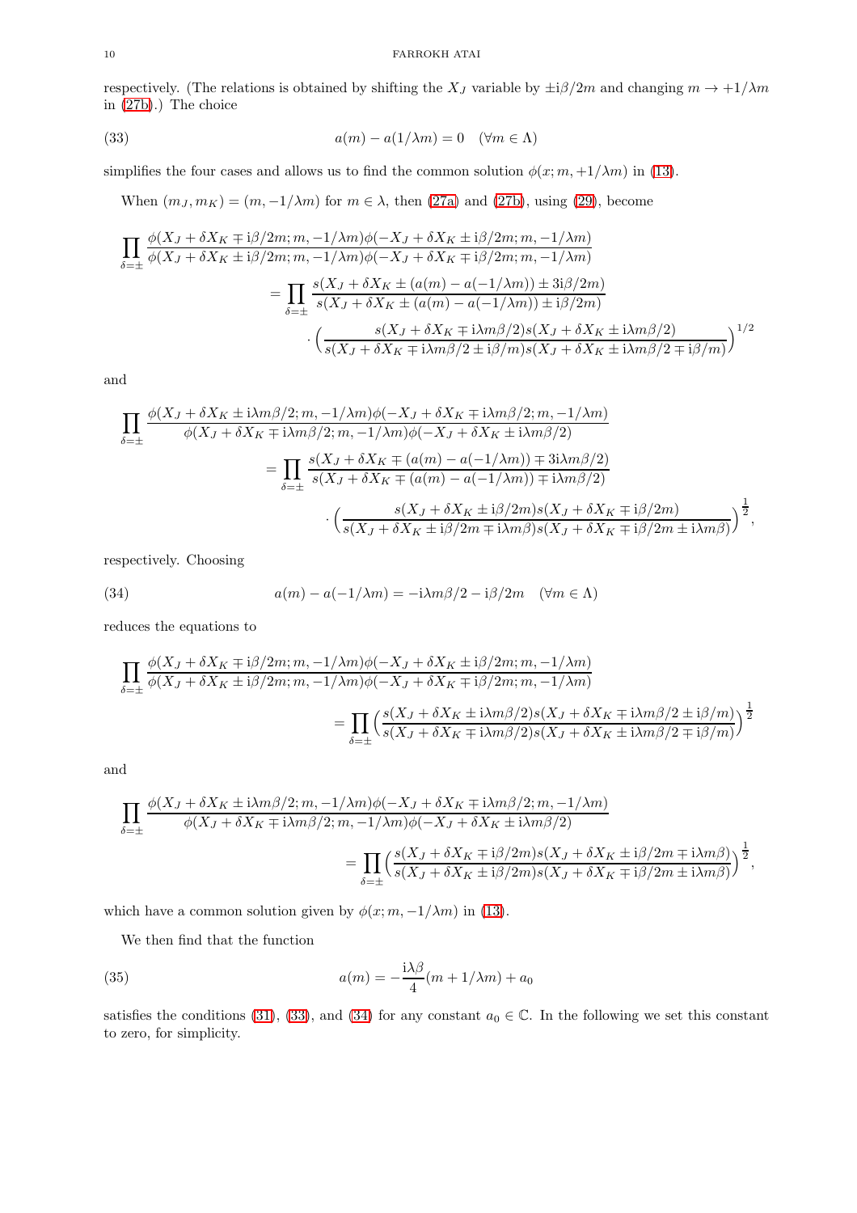respectively. (The relations is obtained by shifting the $X_J$ variable by $\pm \mathrm{i}\beta/2m$ and changing $m \to +1/\lambda m$ in (27b).) The choice

$$a(m) - a(1/\lambda m) = 0 \quad (\forall m \in \Lambda) \tag{33}$$

simplifies the four cases and allows us to find the common solution $\phi(x; m, +1/\lambda m)$ in (13).

When $(m_J, m_K) = (m, -1/\lambda m)$ for $m \in \lambda$, then (27a) and (27b), using (29), become

$$\prod_{\delta=\pm} \frac{\phi(X_J + \delta X_K \mp \mathrm{i}\beta/2m; m, -1/\lambda m)\phi(-X_J + \delta X_K \pm \mathrm{i}\beta/2m; m, -1/\lambda m)}{\phi(X_J + \delta X_K \pm \mathrm{i}\beta/2m; m, -1/\lambda m)\phi(-X_J + \delta X_K \mp \mathrm{i}\beta/2m; m, -1/\lambda m)}$$
$$= \prod_{\delta=\pm} \frac{s(X_J + \delta X_K \pm (a(m) - a(-1/\lambda m)) \pm 3\mathrm{i}\beta/2m)}{s(X_J + \delta X_K \pm (a(m) - a(-1/\lambda m)) \pm \mathrm{i}\beta/2m)}$$
$$\cdot \Big( \frac{s(X_J + \delta X_K \mp \mathrm{i}\lambda m\beta/2) s(X_J + \delta X_K \pm \mathrm{i}\lambda m\beta/2)}{s(X_J + \delta X_K \mp \mathrm{i}\lambda m\beta/2 \pm \mathrm{i}\beta/m) s(X_J + \delta X_K \pm \mathrm{i}\lambda m\beta/2 \mp \mathrm{i}\beta/m)} \Big)^{1/2}$$

and

$$\prod_{\delta=\pm} \frac{\phi(X_J + \delta X_K \pm \mathrm{i}\lambda m\beta/2; m, -1/\lambda m)\phi(-X_J + \delta X_K \mp \mathrm{i}\lambda m\beta/2; m, -1/\lambda m)}{\phi(X_J + \delta X_K \mp \mathrm{i}\lambda m\beta/2; m, -1/\lambda m)\phi(-X_J + \delta X_K \pm \mathrm{i}\lambda m\beta/2)}$$
$$= \prod_{\delta=\pm} \frac{s(X_J + \delta X_K \mp (a(m) - a(-1/\lambda m)) \mp 3\mathrm{i}\lambda m\beta/2)}{s(X_J + \delta X_K \mp (a(m) - a(-1/\lambda m)) \mp \mathrm{i}\lambda m\beta/2)}$$
$$\cdot \Big( \frac{s(X_J + \delta X_K \pm \mathrm{i}\beta/2m) s(X_J + \delta X_K \mp \mathrm{i}\beta/2m)}{s(X_J + \delta X_K \pm \mathrm{i}\beta/2m \mp \mathrm{i}\lambda m\beta) s(X_J + \delta X_K \mp \mathrm{i}\beta/2m \pm \mathrm{i}\lambda m\beta)} \Big)^{\frac{1}{2}},$$

respectively. Choosing

$$a(m) - a(-1/\lambda m) = -\mathrm{i}\lambda m\beta/2 - \mathrm{i}\beta/2m \quad (\forall m \in \Lambda) \tag{34}$$

reduces the equations to

$$\prod_{\delta=\pm} \frac{\phi(X_J + \delta X_K \mp \mathrm{i}\beta/2m; m, -1/\lambda m)\phi(-X_J + \delta X_K \pm \mathrm{i}\beta/2m; m, -1/\lambda m)}{\phi(X_J + \delta X_K \pm \mathrm{i}\beta/2m; m, -1/\lambda m)\phi(-X_J + \delta X_K \mp \mathrm{i}\beta/2m; m, -1/\lambda m)}$$
$$= \prod_{\delta=\pm} \Big( \frac{s(X_J + \delta X_K \pm \mathrm{i}\lambda m\beta/2) s(X_J + \delta X_K \mp \mathrm{i}\lambda m\beta/2 \pm \mathrm{i}\beta/m)}{s(X_J + \delta X_K \mp \mathrm{i}\lambda m\beta/2) s(X_J + \delta X_K \pm \mathrm{i}\lambda m\beta/2 \mp \mathrm{i}\beta/m)} \Big)^{\frac{1}{2}}$$

and

$$\prod_{\delta=\pm} \frac{\phi(X_J + \delta X_K \pm \mathrm{i}\lambda m\beta/2; m, -1/\lambda m)\phi(-X_J + \delta X_K \mp \mathrm{i}\lambda m\beta/2; m, -1/\lambda m)}{\phi(X_J + \delta X_K \mp \mathrm{i}\lambda m\beta/2; m, -1/\lambda m)\phi(-X_J + \delta X_K \pm \mathrm{i}\lambda m\beta/2)}$$
$$= \prod_{\delta=\pm} \Big( \frac{s(X_J + \delta X_K \mp \mathrm{i}\beta/2m) s(X_J + \delta X_K \pm \mathrm{i}\beta/2m \mp \mathrm{i}\lambda m\beta)}{s(X_J + \delta X_K \pm \mathrm{i}\beta/2m) s(X_J + \delta X_K \mp \mathrm{i}\beta/2m \pm \mathrm{i}\lambda m\beta)} \Big)^{\frac{1}{2}},$$

which have a common solution given by $\phi(x; m, -1/\lambda m)$ in (13).

We then find that the function

$$a(m) = -\frac{\mathrm{i}\lambda\beta}{4}(m + 1/\lambda m) + a_0 \tag{35}$$

satisfies the conditions (31), (33), and (34) for any constant $a_0 \in \mathbb{C}$. In the following we set this constant to zero, for simplicity.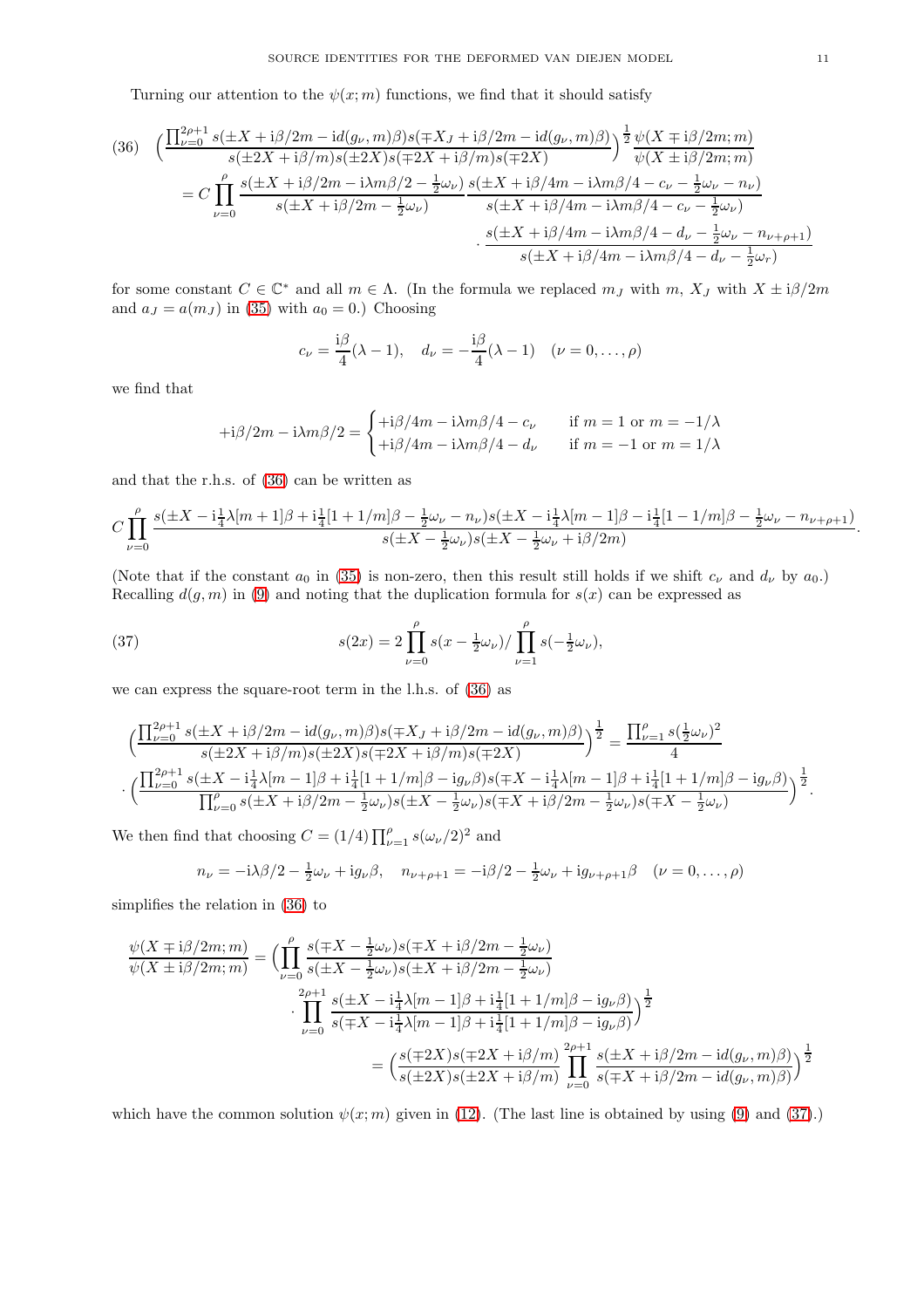Turning our attention to the $\psi(x;m)$ functions, we find that it should satisfy

$$
\begin{aligned}
&\Big(\frac{\prod_{\nu=0}^{2\rho+1} s(\pm X+\mathrm{i}\beta/2m-\mathrm{i}d(g_\nu,m)\beta)s(\mp X_J+\mathrm{i}\beta/2m-\mathrm{i}d(g_\nu,m)\beta)}{s(\pm 2X+\mathrm{i}\beta/m)s(\pm 2X)s(\mp 2X+\mathrm{i}\beta/m)s(\mp 2X)}\Big)^{\frac{1}{2}}\frac{\psi(X\mp\mathrm{i}\beta/2m;m)}{\psi(X\pm\mathrm{i}\beta/2m;m)} \\
&\quad = C\prod_{\nu=0}^{\rho}\frac{s(\pm X+\mathrm{i}\beta/2m-\mathrm{i}\lambda m\beta/2-\frac{1}{2}\omega_\nu)}{s(\pm X+\mathrm{i}\beta/2m-\frac{1}{2}\omega_\nu)}\frac{s(\pm X+\mathrm{i}\beta/4m-\mathrm{i}\lambda m\beta/4-c_\nu-\frac{1}{2}\omega_\nu-n_\nu)}{s(\pm X+\mathrm{i}\beta/4m-\mathrm{i}\lambda m\beta/4-c_\nu-\frac{1}{2}\omega_\nu)} \\
&\qquad\qquad\cdot\frac{s(\pm X+\mathrm{i}\beta/4m-\mathrm{i}\lambda m\beta/4-d_\nu-\frac{1}{2}\omega_\nu-n_{\nu+\rho+1})}{s(\pm X+\mathrm{i}\beta/4m-\mathrm{i}\lambda m\beta/4-d_\nu-\frac{1}{2}\omega_r)}
\end{aligned}
\tag{36}
$$

for some constant $C\in\mathbb{C}^*$ and all $m\in\Lambda$. (In the formula we replaced $m_J$ with $m$, $X_J$ with $X\pm\mathrm{i}\beta/2m$ and $a_J=a(m_J)$ in (35) with $a_0=0$.) Choosing

$$
c_\nu=\frac{\mathrm{i}\beta}{4}(\lambda-1),\quad d_\nu=-\frac{\mathrm{i}\beta}{4}(\lambda-1)\quad(\nu=0,\dots,\rho)
$$

we find that

$$
+\mathrm{i}\beta/2m-\mathrm{i}\lambda m\beta/2=\begin{cases}+\mathrm{i}\beta/4m-\mathrm{i}\lambda m\beta/4-c_\nu & \text{if } m=1 \text{ or } m=-1/\lambda\\ +\mathrm{i}\beta/4m-\mathrm{i}\lambda m\beta/4-d_\nu & \text{if } m=-1 \text{ or } m=1/\lambda\end{cases}
$$

and that the r.h.s. of (36) can be written as

$$
C\prod_{\nu=0}^{\rho}\frac{s(\pm X-\mathrm{i}\frac{1}{4}\lambda[m+1]\beta+\mathrm{i}\frac{1}{4}[1+1/m]\beta-\frac{1}{2}\omega_\nu-n_\nu)s(\pm X-\mathrm{i}\frac{1}{4}\lambda[m-1]\beta-\mathrm{i}\frac{1}{4}[1-1/m]\beta-\frac{1}{2}\omega_\nu-n_{\nu+\rho+1})}{s(\pm X-\frac{1}{2}\omega_\nu)s(\pm X-\frac{1}{2}\omega_\nu+\mathrm{i}\beta/2m)}.
$$

(Note that if the constant $a_0$ in (35) is non-zero, then this result still holds if we shift $c_\nu$ and $d_\nu$ by $a_0$.) Recalling $d(g,m)$ in (9) and noting that the duplication formula for $s(x)$ can be expressed as

$$
s(2x)=2\prod_{\nu=0}^{\rho}s(x-\tfrac{1}{2}\omega_\nu)/\prod_{\nu=1}^{\rho}s(-\tfrac{1}{2}\omega_\nu),
\tag{37}
$$

we can express the square-root term in the l.h.s. of (36) as

$$
\begin{aligned}
&\Big(\frac{\prod_{\nu=0}^{2\rho+1} s(\pm X+\mathrm{i}\beta/2m-\mathrm{i}d(g_\nu,m)\beta)s(\mp X_J+\mathrm{i}\beta/2m-\mathrm{i}d(g_\nu,m)\beta)}{s(\pm 2X+\mathrm{i}\beta/m)s(\pm 2X)s(\mp 2X+\mathrm{i}\beta/m)s(\mp 2X)}\Big)^{\frac{1}{2}}=\frac{\prod_{\nu=1}^{\rho}s(\frac{1}{2}\omega_\nu)^2}{4}\\
&\cdot\Big(\frac{\prod_{\nu=0}^{2\rho+1}s(\pm X-\mathrm{i}\frac{1}{4}\lambda[m-1]\beta+\mathrm{i}\frac{1}{4}[1+1/m]\beta-\mathrm{i}g_\nu\beta)s(\mp X-\mathrm{i}\frac{1}{4}\lambda[m-1]\beta+\mathrm{i}\frac{1}{4}[1+1/m]\beta-\mathrm{i}g_\nu\beta)}{\prod_{\nu=0}^{\rho}s(\pm X+\mathrm{i}\beta/2m-\frac{1}{2}\omega_\nu)s(\pm X-\frac{1}{2}\omega_\nu)s(\mp X+\mathrm{i}\beta/2m-\frac{1}{2}\omega_\nu)s(\mp X-\frac{1}{2}\omega_\nu)}\Big)^{\frac{1}{2}}.
\end{aligned}
$$

We then find that choosing $C=(1/4)\prod_{\nu=1}^{\rho}s(\omega_\nu/2)^2$ and

$$
n_\nu=-\mathrm{i}\lambda\beta/2-\tfrac{1}{2}\omega_\nu+\mathrm{i}g_\nu\beta,\quad n_{\nu+\rho+1}=-\mathrm{i}\beta/2-\tfrac{1}{2}\omega_\nu+\mathrm{i}g_{\nu+\rho+1}\beta\quad(\nu=0,\dots,\rho)
$$

simplifies the relation in (36) to

$$
\begin{aligned}
\frac{\psi(X\mp\mathrm{i}\beta/2m;m)}{\psi(X\pm\mathrm{i}\beta/2m;m)}&=\Big(\prod_{\nu=0}^{\rho}\frac{s(\mp X-\frac{1}{2}\omega_\nu)s(\mp X+\mathrm{i}\beta/2m-\frac{1}{2}\omega_\nu)}{s(\pm X-\frac{1}{2}\omega_\nu)s(\pm X+\mathrm{i}\beta/2m-\frac{1}{2}\omega_\nu)}\\
&\qquad\cdot\prod_{\nu=0}^{2\rho+1}\frac{s(\pm X-\mathrm{i}\frac{1}{4}\lambda[m-1]\beta+\mathrm{i}\frac{1}{4}[1+1/m]\beta-\mathrm{i}g_\nu\beta)}{s(\mp X-\mathrm{i}\frac{1}{4}\lambda[m-1]\beta+\mathrm{i}\frac{1}{4}[1+1/m]\beta-\mathrm{i}g_\nu\beta)}\Big)^{\frac{1}{2}}\\
&=\Big(\frac{s(\mp 2X)s(\mp 2X+\mathrm{i}\beta/m)}{s(\pm 2X)s(\pm 2X+\mathrm{i}\beta/m)}\prod_{\nu=0}^{2\rho+1}\frac{s(\pm X+\mathrm{i}\beta/2m-\mathrm{i}d(g_\nu,m)\beta)}{s(\mp X+\mathrm{i}\beta/2m-\mathrm{i}d(g_\nu,m)\beta)}\Big)^{\frac{1}{2}}
\end{aligned}
$$

which have the common solution $\psi(x;m)$ given in (12). (The last line is obtained by using (9) and (37).)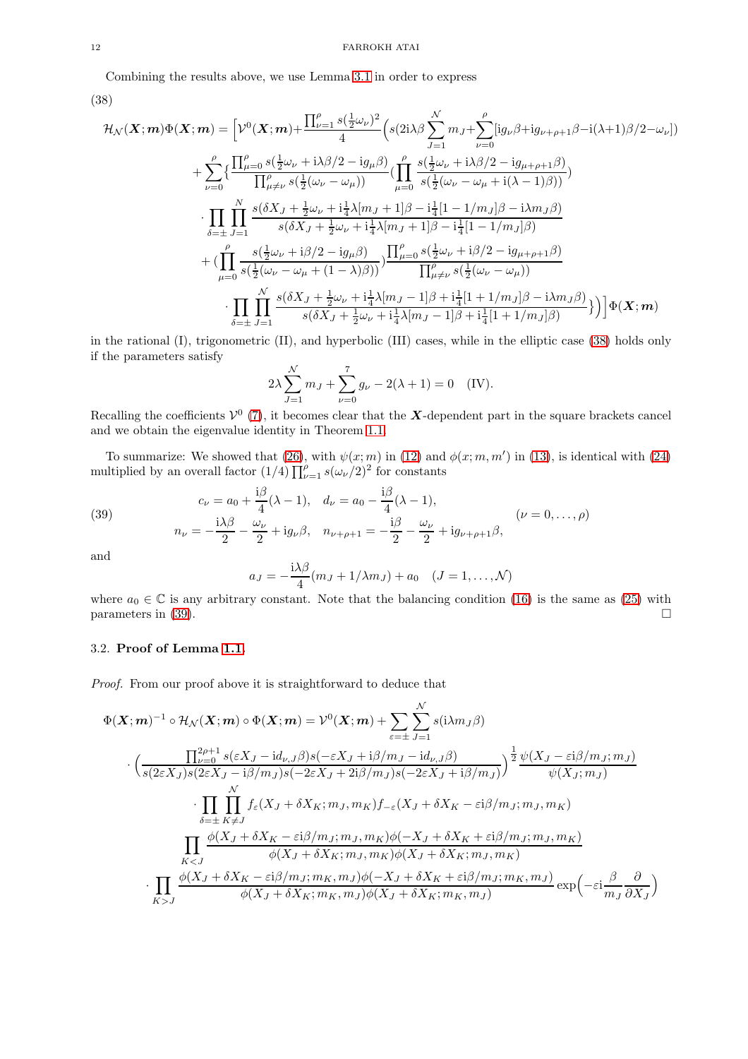Combining the results above, we use Lemma 3.1 in order to express

$$
\begin{aligned}
\mathcal{H}_{\mathcal{N}}(\boldsymbol{X};\boldsymbol{m})\Phi(\boldsymbol{X};\boldsymbol{m}) = \Big[&\mathcal{V}^0(\boldsymbol{X};\boldsymbol{m}) + \frac{\prod_{\nu=1}^{\rho} s(\frac{1}{2}\omega_\nu)^2}{4}\Big(s(2\mathrm{i}\lambda\beta\sum_{J=1}^{\mathcal{N}} m_J + \sum_{\nu=0}^{\rho}[\mathrm{i}g_\nu\beta + \mathrm{i}g_{\nu+\rho+1}\beta - \mathrm{i}(\lambda+1)\beta/2 - \omega_\nu])\\
&+\sum_{\nu=0}^{\rho}\Big\{\frac{\prod_{\mu=0}^{\rho} s(\frac{1}{2}\omega_\nu + \mathrm{i}\lambda\beta/2 - \mathrm{i}g_\mu\beta)}{\prod_{\mu\neq\nu}^{\rho} s(\frac{1}{2}(\omega_\nu-\omega_\mu))}\Big(\prod_{\mu=0}^{\rho}\frac{s(\frac{1}{2}\omega_\nu + \mathrm{i}\lambda\beta/2 - \mathrm{i}g_{\mu+\rho+1}\beta)}{s(\frac{1}{2}(\omega_\nu-\omega_\mu+\mathrm{i}(\lambda-1)\beta))}\Big)\\
&\cdot\prod_{\delta=\pm}\prod_{J=1}^{N}\frac{s(\delta X_J + \frac{1}{2}\omega_\nu + \mathrm{i}\frac{1}{4}\lambda[m_J+1]\beta - \mathrm{i}\frac{1}{4}[1-1/m_J]\beta - \mathrm{i}\lambda m_J\beta)}{s(\delta X_J + \frac{1}{2}\omega_\nu + \mathrm{i}\frac{1}{4}\lambda[m_J+1]\beta - \mathrm{i}\frac{1}{4}[1-1/m_J]\beta)}\\
&+\Big(\prod_{\mu=0}^{\rho}\frac{s(\frac{1}{2}\omega_\nu + \mathrm{i}\beta/2 - \mathrm{i}g_\mu\beta)}{s(\frac{1}{2}(\omega_\nu-\omega_\mu+(1-\lambda)\beta))}\Big)\frac{\prod_{\mu=0}^{\rho} s(\frac{1}{2}\omega_\nu + \mathrm{i}\beta/2 - \mathrm{i}g_{\mu+\rho+1}\beta)}{\prod_{\mu\neq\nu}^{\rho} s(\frac{1}{2}(\omega_\nu-\omega_\mu))}\\
&\cdot\prod_{\delta=\pm}\prod_{J=1}^{\mathcal{N}}\frac{s(\delta X_J + \frac{1}{2}\omega_\nu + \mathrm{i}\frac{1}{4}\lambda[m_J-1]\beta + \mathrm{i}\frac{1}{4}[1+1/m_J]\beta - \mathrm{i}\lambda m_J\beta)}{s(\delta X_J + \frac{1}{2}\omega_\nu + \mathrm{i}\frac{1}{4}\lambda[m_J-1]\beta + \mathrm{i}\frac{1}{4}[1+1/m_J]\beta)}\Big\}\Big)\Big]\Phi(\boldsymbol{X};\boldsymbol{m})
\end{aligned}
\tag{38}
$$

in the rational (I), trigonometric (II), and hyperbolic (III) cases, while in the elliptic case (38) holds only if the parameters satisfy

$$
2\lambda\sum_{J=1}^{\mathcal{N}} m_J + \sum_{\nu=0}^{7} g_\nu - 2(\lambda+1) = 0 \quad \text{(IV)}.
$$

Recalling the coefficients $\mathcal{V}^0$ (7), it becomes clear that the $\boldsymbol{X}$-dependent part in the square brackets cancel and we obtain the eigenvalue identity in Theorem 1.1.

To summarize: We showed that (26), with $\psi(x;m)$ in (12) and $\phi(x;m,m')$ in (13), is identical with (24) multiplied by an overall factor $(1/4)\prod_{\nu=1}^{\rho} s(\omega_\nu/2)^2$ for constants

$$
\begin{aligned}
c_\nu &= a_0 + \frac{\mathrm{i}\beta}{4}(\lambda-1), \quad d_\nu = a_0 - \frac{\mathrm{i}\beta}{4}(\lambda-1),\\
n_\nu &= -\frac{\mathrm{i}\lambda\beta}{2} - \frac{\omega_\nu}{2} + \mathrm{i}g_\nu\beta, \quad n_{\nu+\rho+1} = -\frac{\mathrm{i}\beta}{2} - \frac{\omega_\nu}{2} + \mathrm{i}g_{\nu+\rho+1}\beta,
\end{aligned}
\qquad (\nu = 0,\ldots,\rho)
\tag{39}
$$

and

$$
a_J = -\frac{\mathrm{i}\lambda\beta}{4}(m_J + 1/\lambda m_J) + a_0 \quad (J = 1,\ldots,\mathcal{N})
$$

where $a_0 \in \mathbb{C}$ is any arbitrary constant. Note that the balancing condition (16) is the same as (25) with parameters in (39). □

### 3.2. **Proof of Lemma 1.1.**

*Proof.* From our proof above it is straightforward to deduce that

$$
\begin{aligned}
\Phi(\boldsymbol{X};\boldsymbol{m})^{-1}\circ\mathcal{H}_{\mathcal{N}}(\boldsymbol{X};\boldsymbol{m})\circ\Phi(\boldsymbol{X};\boldsymbol{m}) &= \mathcal{V}^0(\boldsymbol{X};\boldsymbol{m}) + \sum_{\varepsilon=\pm}\sum_{J=1}^{\mathcal{N}} s(\mathrm{i}\lambda m_J\beta)\\
&\cdot\Big(\frac{\prod_{\nu=0}^{2\rho+1} s(\varepsilon X_J - \mathrm{i}d_{\nu,J}\beta)s(-\varepsilon X_J + \mathrm{i}\beta/m_J - \mathrm{i}d_{\nu,J}\beta)}{s(2\varepsilon X_J)s(2\varepsilon X_J - \mathrm{i}\beta/m_J)s(-2\varepsilon X_J + 2\mathrm{i}\beta/m_J)s(-2\varepsilon X_J + \mathrm{i}\beta/m_J)}\Big)^{\frac{1}{2}}\frac{\psi(X_J - \varepsilon\mathrm{i}\beta/m_J;m_J)}{\psi(X_J;m_J)}\\
&\cdot\prod_{\delta=\pm}\prod_{K\neq J}^{\mathcal{N}} f_\varepsilon(X_J+\delta X_K;m_J,m_K)f_{-\varepsilon}(X_J+\delta X_K - \varepsilon\mathrm{i}\beta/m_J;m_J,m_K)\\
&\prod_{K<J}\frac{\phi(X_J+\delta X_K - \varepsilon\mathrm{i}\beta/m_J;m_J,m_K)\phi(-X_J+\delta X_K + \varepsilon\mathrm{i}\beta/m_J;m_J,m_K)}{\phi(X_J+\delta X_K;m_J,m_K)\phi(X_J+\delta X_K;m_J,m_K)}\\
&\cdot\prod_{K>J}\frac{\phi(X_J+\delta X_K - \varepsilon\mathrm{i}\beta/m_J;m_K,m_J)\phi(-X_J+\delta X_K + \varepsilon\mathrm{i}\beta/m_J;m_K,m_J)}{\phi(X_J+\delta X_K;m_K,m_J)\phi(X_J+\delta X_K;m_K,m_J)}\exp\Big(-\varepsilon\mathrm{i}\frac{\beta}{m_J}\frac{\partial}{\partial X_J}\Big)
\end{aligned}
$$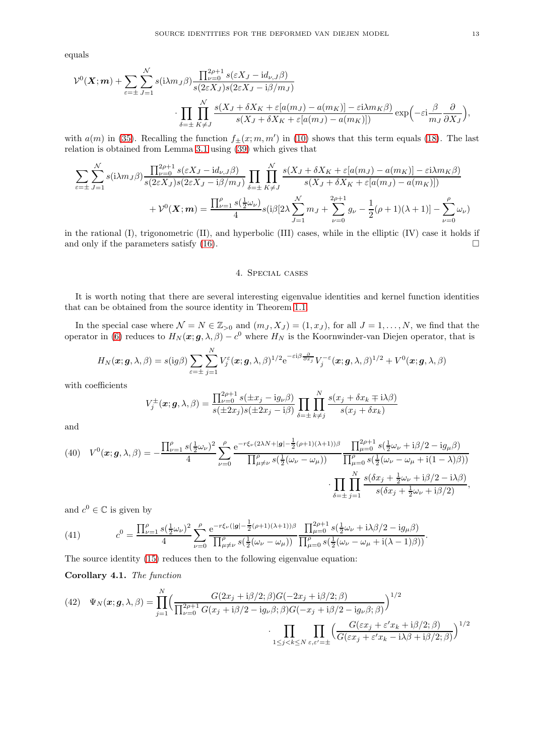equals

$$
\mathcal{V}^0(\boldsymbol{X};\boldsymbol{m}) + \sum_{\varepsilon=\pm}\sum_{J=1}^{\mathcal{N}} s(\mathrm{i}\lambda m_J\beta)\frac{\prod_{\nu=0}^{2\rho+1} s(\varepsilon X_J - \mathrm{i}d_{\nu,J}\beta)}{s(2\varepsilon X_J)s(2\varepsilon X_J - \mathrm{i}\beta/m_J)} \cdot \prod_{\delta=\pm}\prod_{K\neq J}^{\mathcal{N}} \frac{s(X_J+\delta X_K + \varepsilon[a(m_J)-a(m_K)] - \varepsilon\mathrm{i}\lambda m_K\beta)}{s(X_J+\delta X_K+\varepsilon[a(m_J)-a(m_K)])}\exp\Big(-\varepsilon\mathrm{i}\frac{\beta}{m_J}\frac{\partial}{\partial X_J}\Big),
$$

with $a(m)$ in (35). Recalling the function $f_\pm(x;m,m')$ in (10) shows that this term equals (18). The last relation is obtained from Lemma 3.1 using (39) which gives that

$$
\sum_{\varepsilon=\pm}\sum_{J=1}^{\mathcal{N}} s(\mathrm{i}\lambda m_J\beta)\frac{\prod_{\nu=0}^{2\rho+1} s(\varepsilon X_J - \mathrm{i}d_{\nu,J}\beta)}{s(2\varepsilon X_J)s(2\varepsilon X_J - \mathrm{i}\beta/m_J)} \prod_{\delta=\pm}\prod_{K\neq J}^{\mathcal{N}} \frac{s(X_J+\delta X_K + \varepsilon[a(m_J)-a(m_K)] - \varepsilon\mathrm{i}\lambda m_K\beta)}{s(X_J+\delta X_K+\varepsilon[a(m_J)-a(m_K)])}
+ \mathcal{V}^0(\boldsymbol{X};\boldsymbol{m}) = \frac{\prod_{\nu=1}^{\rho} s(\frac{1}{2}\omega_\nu)}{4} s(\mathrm{i}\beta[2\lambda\sum_{J=1}^{\mathcal{N}} m_J + \sum_{\nu=0}^{2\rho+1} g_\nu - \frac{1}{2}(\rho+1)(\lambda+1)] - \sum_{\nu=0}^{\rho}\omega_\nu)
$$

in the rational (I), trigonometric (II), and hyperbolic (III) cases, while in the elliptic (IV) case it holds if and only if the parameters satisfy (16). $\square$

## 4. Special cases

It is worth noting that there are several interesting eigenvalue identities and kernel function identities that can be obtained from the source identity in Theorem 1.1.

In the special case where $\mathcal{N} = N \in \mathbb{Z}_{>0}$ and $(m_J, X_J) = (1, x_J)$, for all $J = 1,\dots,N$, we find that the operator in (6) reduces to $H_N(\boldsymbol{x};\boldsymbol{g},\lambda,\beta) - c^0$ where $H_N$ is the Koornwinder-van Diejen operator, that is

$$
H_N(\boldsymbol{x};\boldsymbol{g},\lambda,\beta) = s(\mathrm{i}g\beta)\sum_{\varepsilon=\pm}\sum_{j=1}^{N} V_j^\varepsilon(\boldsymbol{x};\boldsymbol{g},\lambda,\beta)^{1/2}\mathrm{e}^{-\varepsilon\mathrm{i}\beta\frac{\partial}{\partial x_j}} V_j^{-\varepsilon}(\boldsymbol{x};\boldsymbol{g},\lambda,\beta)^{1/2} + V^0(\boldsymbol{x};\boldsymbol{g},\lambda,\beta)
$$

with coefficients

$$
V_j^\pm(\boldsymbol{x};\boldsymbol{g},\lambda,\beta) = \frac{\prod_{\nu=0}^{2\rho+1} s(\pm x_j - \mathrm{i}g_\nu\beta)}{s(\pm 2x_j)s(\pm 2x_j - \mathrm{i}\beta)}\prod_{\delta=\pm}\prod_{k\neq j}^{N}\frac{s(x_j+\delta x_k \mp \mathrm{i}\lambda\beta)}{s(x_j+\delta x_k)}
$$

and

$$
(40)\quad V^0(\boldsymbol{x};\boldsymbol{g},\lambda,\beta) = -\frac{\prod_{\nu=1}^{\rho} s(\frac{1}{2}\omega_\nu)^2}{4}\sum_{\nu=0}^{\rho}\frac{\mathrm{e}^{-r\xi_\nu(2\lambda N + |\boldsymbol{g}| - \frac{1}{2}(\rho+1)(\lambda+1))\beta}}{\prod_{\mu\neq\nu}^{\rho} s(\frac{1}{2}(\omega_\nu-\omega_\mu))}\frac{\prod_{\mu=0}^{2\rho+1} s(\frac{1}{2}\omega_\nu + \mathrm{i}\beta/2 - \mathrm{i}g_\mu\beta)}{\prod_{\mu=0}^{\rho} s(\frac{1}{2}(\omega_\nu-\omega_\mu+\mathrm{i}(1-\lambda)\beta))} \cdot\prod_{\delta=\pm}\prod_{j=1}^{N}\frac{s(\delta x_j + \frac{1}{2}\omega_\nu + \mathrm{i}\beta/2 - \mathrm{i}\lambda\beta)}{s(\delta x_j + \frac{1}{2}\omega_\nu + \mathrm{i}\beta/2)},
$$

and $c^0 \in \mathbb{C}$ is given by

$$
(41)\qquad c^0 = \frac{\prod_{\nu=1}^{\rho} s(\frac{1}{2}\omega_\nu)^2}{4}\sum_{\nu=0}^{\rho}\frac{\mathrm{e}^{-r\xi_\nu(|\boldsymbol{g}| - \frac{1}{2}(\rho+1)(\lambda+1))\beta}}{\prod_{\mu\neq\nu}^{\rho} s(\frac{1}{2}(\omega_\nu-\omega_\mu))}\frac{\prod_{\mu=0}^{2\rho+1} s(\frac{1}{2}\omega_\nu + \mathrm{i}\lambda\beta/2 - \mathrm{i}g_\mu\beta)}{\prod_{\mu=0}^{\rho} s(\frac{1}{2}(\omega_\nu-\omega_\mu+\mathrm{i}(\lambda-1)\beta))}.
$$

The source identity (15) reduces then to the following eigenvalue equation:

**Corollary 4.1.** *The function*

$$
(42)\quad \Psi_N(\boldsymbol{x};\boldsymbol{g},\lambda,\beta) = \prod_{j=1}^{N}\Big(\frac{G(2x_j + \mathrm{i}\beta/2;\beta)G(-2x_j+\mathrm{i}\beta/2;\beta)}{\prod_{\nu=0}^{2\rho+1} G(x_j + \mathrm{i}\beta/2 - \mathrm{i}g_\nu\beta;\beta)G(-x_j+\mathrm{i}\beta/2 - \mathrm{i}g_\nu\beta;\beta)}\Big)^{1/2} \cdot\prod_{1\le j<k\le N}\prod_{\varepsilon,\varepsilon'=\pm}\Big(\frac{G(\varepsilon x_j + \varepsilon' x_k + \mathrm{i}\beta/2;\beta)}{G(\varepsilon x_j+\varepsilon' x_k - \mathrm{i}\lambda\beta + \mathrm{i}\beta/2;\beta)}\Big)^{1/2}
$$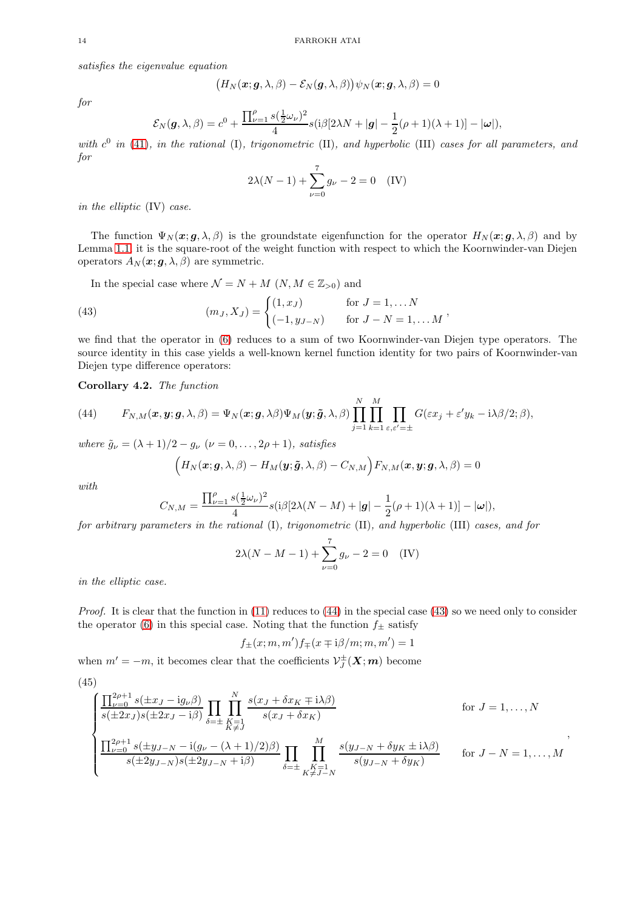*satisfies the eigenvalue equation*

$$\big(H_N(\boldsymbol{x};\boldsymbol{g},\lambda,\beta) - \mathcal{E}_N(\boldsymbol{g},\lambda,\beta)\big)\psi_N(\boldsymbol{x};\boldsymbol{g},\lambda,\beta) = 0$$

*for*

$$\mathcal{E}_N(\boldsymbol{g},\lambda,\beta) = c^0 + \frac{\prod_{\nu=1}^{\rho} s(\frac{1}{2}\omega_\nu)^2}{4} s(\mathrm{i}\beta[2\lambda N + |\boldsymbol{g}| - \frac{1}{2}(\rho+1)(\lambda+1)] - |\boldsymbol{\omega}|),$$

*with* $c^0$ *in* (41)*, in the rational* (I)*, trigonometric* (II)*, and hyperbolic* (III) *cases for all parameters, and for*

$$2\lambda(N-1) + \sum_{\nu=0}^{7} g_\nu - 2 = 0 \quad \text{(IV)}$$

*in the elliptic* (IV) *case.*

The function $\Psi_N(\boldsymbol{x};\boldsymbol{g},\lambda,\beta)$ is the groundstate eigenfunction for the operator $H_N(\boldsymbol{x};\boldsymbol{g},\lambda,\beta)$ and by Lemma 1.1, it is the square-root of the weight function with respect to which the Koornwinder-van Diejen operators $A_N(\boldsymbol{x};\boldsymbol{g},\lambda,\beta)$ are symmetric.

In the special case where $\mathcal{N} = N + M$ ($N, M \in \mathbb{Z}_{>0}$) and

$$(m_J, X_J) = \begin{cases} (1, x_J) & \text{for } J = 1,\dots N \\ (-1, y_{J-N}) & \text{for } J - N = 1, \dots M \end{cases}, \tag{43}$$

we find that the operator in (6) reduces to a sum of two Koornwinder-van Diejen type operators. The source identity in this case yields a well-known kernel function identity for two pairs of Koornwinder-van Diejen type difference operators:

**Corollary 4.2.** *The function*

$$F_{N,M}(\boldsymbol{x},\boldsymbol{y};\boldsymbol{g},\lambda,\beta) = \Psi_N(\boldsymbol{x};\boldsymbol{g},\lambda\beta)\Psi_M(\boldsymbol{y};\tilde{\boldsymbol{g}},\lambda,\beta) \prod_{j=1}^{N}\prod_{k=1}^{M}\prod_{\varepsilon,\varepsilon'=\pm} G(\varepsilon x_j + \varepsilon' y_k - \mathrm{i}\lambda\beta/2;\beta), \tag{44}$$

*where* $\tilde{g}_\nu = (\lambda+1)/2 - g_\nu$ ($\nu = 0,\dots,2\rho+1$)*, satisfies*

$$\Big(H_N(\boldsymbol{x};\boldsymbol{g},\lambda,\beta) - H_M(\boldsymbol{y};\tilde{\boldsymbol{g}},\lambda,\beta) - C_{N,M}\Big)F_{N,M}(\boldsymbol{x},\boldsymbol{y};\boldsymbol{g},\lambda,\beta) = 0$$

*with*

$$C_{N,M} = \frac{\prod_{\nu=1}^{\rho} s(\frac{1}{2}\omega_\nu)^2}{4} s(\mathrm{i}\beta[2\lambda(N-M) + |\boldsymbol{g}| - \frac{1}{2}(\rho+1)(\lambda+1)] - |\boldsymbol{\omega}|),$$

*for arbitrary parameters in the rational* (I)*, trigonometric* (II)*, and hyperbolic* (III) *cases, and for*

$$2\lambda(N-M-1) + \sum_{\nu=0}^{7} g_\nu - 2 = 0 \quad \text{(IV)}$$

*in the elliptic case.*

*Proof.* It is clear that the function in (11) reduces to (44) in the special case (43) so we need only to consider the operator (6) in this special case. Noting that the function $f_\pm$ satisfy

$$f_\pm(x;m,m') f_\mp(x \mp \mathrm{i}\beta/m;m,m') = 1$$

when $m' = -m$, it becomes clear that the coefficients $\mathcal{V}_J^\pm(\boldsymbol{X};\boldsymbol{m})$ become

$$\begin{cases} \dfrac{\prod_{\nu=0}^{2\rho+1} s(\pm x_J - \mathrm{i}g_\nu\beta)}{s(\pm 2x_J)s(\pm 2x_J - \mathrm{i}\beta)} \displaystyle\prod_{\delta=\pm}\prod_{\substack{K=1\\K\neq J}}^{N} \frac{s(x_J + \delta x_K \mp \mathrm{i}\lambda\beta)}{s(x_J + \delta x_K)} & \text{for } J = 1,\dots,N \\[2ex] \dfrac{\prod_{\nu=0}^{2\rho+1} s(\pm y_{J-N} - \mathrm{i}(g_\nu - (\lambda+1)/2)\beta)}{s(\pm 2y_{J-N})s(\pm 2y_{J-N} + \mathrm{i}\beta)} \displaystyle\prod_{\delta=\pm}\prod_{\substack{K=1\\K\neq J-N}}^{M} \frac{s(y_{J-N} + \delta y_K \pm \mathrm{i}\lambda\beta)}{s(y_{J-N} + \delta y_K)} & \text{for } J - N = 1,\dots,M \end{cases}, \tag{45}$$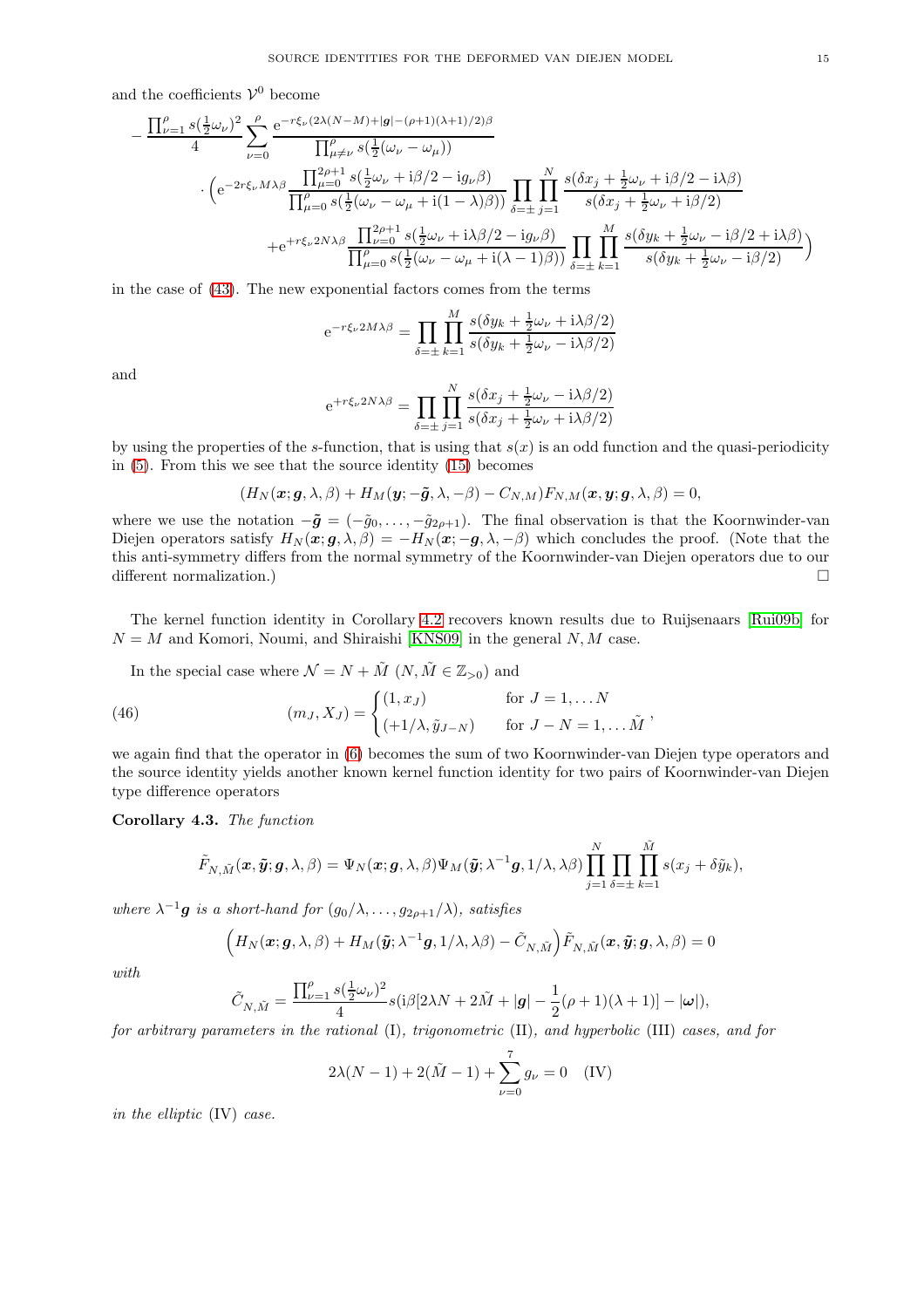and the coefficients $\mathcal{V}^0$ become

$$
\begin{aligned}
-\frac{\prod_{\nu=1}^{\rho} s(\frac{1}{2}\omega_\nu)^2}{4} \sum_{\nu=0}^{\rho} \frac{\mathrm{e}^{-r\xi_\nu(2\lambda(N-M)+|\boldsymbol{g}|-(\rho+1)(\lambda+1)/2)\beta}}{\prod_{\mu\neq\nu}^{\rho} s(\frac{1}{2}(\omega_\nu-\omega_\mu))} \\
\cdot\Big(\mathrm{e}^{-2r\xi_\nu M\lambda\beta} \frac{\prod_{\mu=0}^{2\rho+1} s(\frac{1}{2}\omega_\nu+\mathrm{i}\beta/2-\mathrm{i}g_\nu\beta)}{\prod_{\mu=0}^{\rho} s(\frac{1}{2}(\omega_\nu-\omega_\mu+\mathrm{i}(1-\lambda)\beta))} \prod_{\delta=\pm}\prod_{j=1}^{N} \frac{s(\delta x_j+\frac{1}{2}\omega_\nu+\mathrm{i}\beta/2-\mathrm{i}\lambda\beta)}{s(\delta x_j+\frac{1}{2}\omega_\nu+\mathrm{i}\beta/2)} \\
+\mathrm{e}^{+r\xi_\nu 2N\lambda\beta} \frac{\prod_{\nu=0}^{2\rho+1} s(\frac{1}{2}\omega_\nu+\mathrm{i}\lambda\beta/2-\mathrm{i}g_\nu\beta)}{\prod_{\mu=0}^{\rho} s(\frac{1}{2}(\omega_\nu-\omega_\mu+\mathrm{i}(\lambda-1)\beta))} \prod_{\delta=\pm}\prod_{k=1}^{M} \frac{s(\delta y_k+\frac{1}{2}\omega_\nu-\mathrm{i}\beta/2+\mathrm{i}\lambda\beta)}{s(\delta y_k+\frac{1}{2}\omega_\nu-\mathrm{i}\beta/2)}\Big)
\end{aligned}
$$

in the case of (43). The new exponential factors comes from the terms

$$
\mathrm{e}^{-r\xi_\nu 2M\lambda\beta} = \prod_{\delta=\pm}\prod_{k=1}^{M} \frac{s(\delta y_k+\frac{1}{2}\omega_\nu+\mathrm{i}\lambda\beta/2)}{s(\delta y_k+\frac{1}{2}\omega_\nu-\mathrm{i}\lambda\beta/2)}
$$

and

$$
\mathrm{e}^{+r\xi_\nu 2N\lambda\beta} = \prod_{\delta=\pm}\prod_{j=1}^{N} \frac{s(\delta x_j+\frac{1}{2}\omega_\nu-\mathrm{i}\lambda\beta/2)}{s(\delta x_j+\frac{1}{2}\omega_\nu+\mathrm{i}\lambda\beta/2)}
$$

by using the properties of the $s$-function, that is using that $s(x)$ is an odd function and the quasi-periodicity in (5). From this we see that the source identity (15) becomes

$$
(H_N(\boldsymbol{x};\boldsymbol{g},\lambda,\beta)+H_M(\boldsymbol{y};-\tilde{\boldsymbol{g}},\lambda,-\beta)-C_{N,M})F_{N,M}(\boldsymbol{x},\boldsymbol{y};\boldsymbol{g},\lambda,\beta)=0,
$$

where we use the notation $-\tilde{\boldsymbol{g}}=(-\tilde{g}_0,\ldots,-\tilde{g}_{2\rho+1})$. The final observation is that the Koornwinder-van Diejen operators satisfy $H_N(\boldsymbol{x};\boldsymbol{g},\lambda,\beta)=-H_N(\boldsymbol{x};-\boldsymbol{g},\lambda,-\beta)$ which concludes the proof. (Note that the this anti-symmetry differs from the normal symmetry of the Koornwinder-van Diejen operators due to our different normalization.) □

The kernel function identity in Corollary 4.2 recovers known results due to Ruijsenaars [Rui09b] for $N=M$ and Komori, Noumi, and Shiraishi [KNS09] in the general $N,M$ case.

In the special case where $\mathcal{N}=N+\tilde{M}$ ($N,\tilde{M}\in\mathbb{Z}_{>0}$) and

$$
(m_J,X_J)=\begin{cases}(1,x_J) & \text{for } J=1,\ldots N\\ (+1/\lambda,\tilde{y}_{J-N}) & \text{for } J-N=1,\ldots \tilde{M}\end{cases}, \tag{46}
$$

we again find that the operator in (6) becomes the sum of two Koornwinder-van Diejen type operators and the source identity yields another known kernel function identity for two pairs of Koornwinder-van Diejen type difference operators

**Corollary 4.3.** *The function*

$$
\tilde{F}_{N,\tilde{M}}(\boldsymbol{x},\tilde{\boldsymbol{y}};\boldsymbol{g},\lambda,\beta)=\Psi_N(\boldsymbol{x};\boldsymbol{g},\lambda,\beta)\Psi_M(\tilde{\boldsymbol{y}};\lambda^{-1}\boldsymbol{g},1/\lambda,\lambda\beta)\prod_{j=1}^{N}\prod_{\delta=\pm}\prod_{k=1}^{\tilde{M}} s(x_j+\delta\tilde{y}_k),
$$

*where $\lambda^{-1}\boldsymbol{g}$ is a short-hand for $(g_0/\lambda,\ldots,g_{2\rho+1}/\lambda)$, satisfies*

$$
\Big(H_N(\boldsymbol{x};\boldsymbol{g},\lambda,\beta)+H_M(\tilde{\boldsymbol{y}};\lambda^{-1}\boldsymbol{g},1/\lambda,\lambda\beta)-\tilde{C}_{N,\tilde{M}}\Big)\tilde{F}_{N,\tilde{M}}(\boldsymbol{x},\tilde{\boldsymbol{y}};\boldsymbol{g},\lambda,\beta)=0
$$

*with*

$$
\tilde{C}_{N,\tilde{M}}=\frac{\prod_{\nu=1}^{\rho} s(\frac{1}{2}\omega_\nu)^2}{4} s(\mathrm{i}\beta[2\lambda N+2\tilde{M}+|\boldsymbol{g}|-\frac{1}{2}(\rho+1)(\lambda+1)]-|\boldsymbol{\omega}|),
$$

*for arbitrary parameters in the rational* (I)*, trigonometric* (II)*, and hyperbolic* (III) *cases, and for*

$$
2\lambda(N-1)+2(\tilde{M}-1)+\sum_{\nu=0}^{7} g_\nu=0 \quad \text{(IV)}
$$

*in the elliptic* (IV) *case.*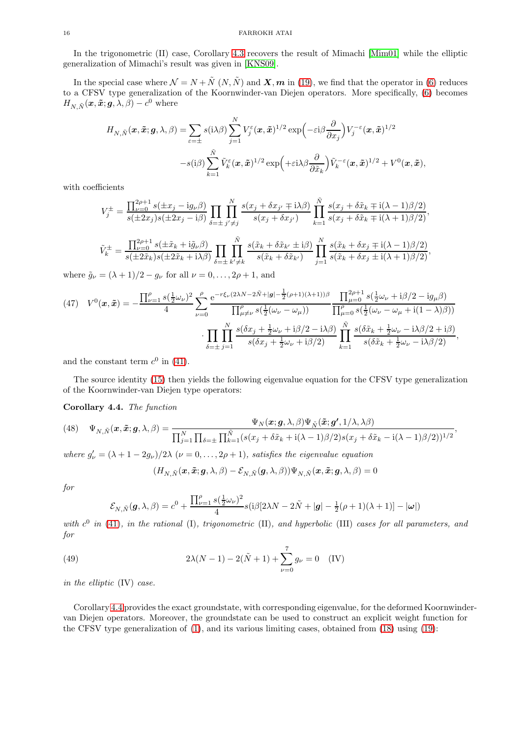In the trigonometric (II) case, Corollary 4.3 recovers the result of Mimachi [Mim01] while the elliptic generalization of Mimachi's result was given in [KNS09].

In the special case where $\mathcal{N} = N + \tilde{N}$ $(N, \tilde{N})$ and $\boldsymbol{X}, \boldsymbol{m}$ in (19), we find that the operator in (6) reduces to a CFSV type generalization of the Koornwinder-van Diejen operators. More specifically, (6) becomes $H_{N,\tilde{N}}(\boldsymbol{x}, \tilde{\boldsymbol{x}}; \boldsymbol{g}, \lambda, \beta) - c^0$ where

$$
\begin{aligned}
H_{N,\tilde{N}}(\boldsymbol{x}, \tilde{\boldsymbol{x}}; \boldsymbol{g}, \lambda, \beta) = \sum_{\varepsilon=\pm} s(\mathrm{i}\lambda\beta) \sum_{j=1}^{N} V_j^{\varepsilon}(\boldsymbol{x}, \tilde{\boldsymbol{x}})^{1/2} \exp\Big(-\varepsilon \mathrm{i}\beta \frac{\partial}{\partial x_j}\Big) V_j^{-\varepsilon}(\boldsymbol{x}, \tilde{\boldsymbol{x}})^{1/2} \\
- s(\mathrm{i}\beta) \sum_{k=1}^{\tilde{N}} \tilde{V}_k^{\varepsilon}(\boldsymbol{x}, \tilde{\boldsymbol{x}})^{1/2} \exp\Big(+\varepsilon \mathrm{i}\lambda\beta \frac{\partial}{\partial \tilde{x}_k}\Big) \tilde{V}_k^{-\varepsilon}(\boldsymbol{x}, \tilde{\boldsymbol{x}})^{1/2} + V^0(\boldsymbol{x}, \tilde{\boldsymbol{x}}),
\end{aligned}
$$

with coefficients

$$
V_j^{\pm} = \frac{\prod_{\nu=0}^{2\rho+1} s(\pm x_j - \mathrm{i}g_\nu\beta)}{s(\pm 2x_j)s(\pm 2x_j - \mathrm{i}\beta)} \prod_{\delta=\pm} \prod_{j'\neq j}^{N} \frac{s(x_j + \delta x_{j'} \mp \mathrm{i}\lambda\beta)}{s(x_j + \delta x_{j'})} \prod_{k=1}^{\tilde{N}} \frac{s(x_j + \delta\tilde{x}_k \mp \mathrm{i}(\lambda-1)\beta/2)}{s(x_j + \delta\tilde{x}_k \mp \mathrm{i}(\lambda+1)\beta/2)},
$$

$$
\tilde{V}_k^{\pm} = \frac{\prod_{\nu=0}^{2\rho+1} s(\pm\tilde{x}_k + \mathrm{i}\tilde{g}_\nu\beta)}{s(\pm 2\tilde{x}_k)s(\pm 2\tilde{x}_k + \mathrm{i}\lambda\beta)} \prod_{\delta=\pm} \prod_{k'\neq k}^{\tilde{N}} \frac{s(\tilde{x}_k + \delta\tilde{x}_{k'} \pm \mathrm{i}\beta)}{s(\tilde{x}_k + \delta\tilde{x}_{k'})} \prod_{j=1}^{N} \frac{s(\tilde{x}_k + \delta x_j \mp \mathrm{i}(\lambda-1)\beta/2)}{s(\tilde{x}_k + \delta x_j \pm \mathrm{i}(\lambda+1)\beta/2)},
$$

where $\tilde{g}_\nu = (\lambda+1)/2 - g_\nu$ for all $\nu = 0, \ldots, 2\rho+1$, and

$$
\begin{aligned}
(47) \quad V^0(\boldsymbol{x}, \tilde{\boldsymbol{x}}) = -\frac{\prod_{\nu=1}^{\rho} s(\frac{1}{2}\omega_\nu)^2}{4} \sum_{\nu=0}^{\rho} \frac{\mathrm{e}^{-r\xi_\nu(2\lambda N - 2\tilde{N} + |\boldsymbol{g}| - \frac{1}{2}(\rho+1)(\lambda+1))\beta}}{\prod_{\mu\neq\nu}^{\rho} s(\frac{1}{2}(\omega_\nu - \omega_\mu))} \frac{\prod_{\mu=0}^{2\rho+1} s(\frac{1}{2}\omega_\nu + \mathrm{i}\beta/2 - \mathrm{i}g_\mu\beta)}{\prod_{\mu=0}^{\rho} s(\frac{1}{2}(\omega_\nu - \omega_\mu + \mathrm{i}(1-\lambda)\beta))} \\
\cdot \prod_{\delta=\pm} \prod_{j=1}^{N} \frac{s(\delta x_j + \frac{1}{2}\omega_\nu + \mathrm{i}\beta/2 - \mathrm{i}\lambda\beta)}{s(\delta x_j + \frac{1}{2}\omega_\nu + \mathrm{i}\beta/2)} \prod_{k=1}^{\tilde{N}} \frac{s(\delta\tilde{x}_k + \frac{1}{2}\omega_\nu - \mathrm{i}\lambda\beta/2 + \mathrm{i}\beta)}{s(\delta\tilde{x}_k + \frac{1}{2}\omega_\nu - \mathrm{i}\lambda\beta/2)},
\end{aligned}
$$

and the constant term $c^0$ in (41).

The source identity (15) then yields the following eigenvalue equation for the CFSV type generalization of the Koornwinder-van Diejen type operators:

**Corollary 4.4.** *The function*

$$
(48) \quad \Psi_{N,\tilde{N}}(\boldsymbol{x}, \tilde{\boldsymbol{x}}; \boldsymbol{g}, \lambda, \beta) = \frac{\Psi_N(\boldsymbol{x}; \boldsymbol{g}, \lambda, \beta)\Psi_{\tilde{N}}(\tilde{\boldsymbol{x}}; \boldsymbol{g'}, 1/\lambda, \lambda\beta)}{\prod_{j=1}^{N} \prod_{\delta=\pm} \prod_{k=1}^{\tilde{N}} (s(x_j + \delta\tilde{x}_k + \mathrm{i}(\lambda-1)\beta/2)s(x_j + \delta\tilde{x}_k - \mathrm{i}(\lambda-1)\beta/2))^{1/2}},
$$

*where $g'_\nu = (\lambda + 1 - 2g_\nu)/2\lambda$ $(\nu = 0, \ldots, 2\rho+1)$, satisfies the eigenvalue equation*

$$
(H_{N,\tilde{N}}(\boldsymbol{x}, \tilde{\boldsymbol{x}}; \boldsymbol{g}, \lambda, \beta) - \mathcal{E}_{N,\tilde{N}}(\boldsymbol{g}, \lambda, \beta))\Psi_{N,\tilde{N}}(\boldsymbol{x}, \tilde{\boldsymbol{x}}; \boldsymbol{g}, \lambda, \beta) = 0
$$

*for*

$$
\mathcal{E}_{N,\tilde{N}}(\boldsymbol{g}, \lambda, \beta) = c^0 + \frac{\prod_{\nu=1}^{\rho} s(\frac{1}{2}\omega_\nu)^2}{4} s(\mathrm{i}\beta[2\lambda N - 2\tilde{N} + |\boldsymbol{g}| - \tfrac{1}{2}(\rho+1)(\lambda+1)] - |\boldsymbol{\omega}|)
$$

*with $c^0$ in (41), in the rational* (I)*, trigonometric* (II)*, and hyperbolic* (III) *cases for all parameters, and for*

$$
(49) \qquad 2\lambda(N-1) - 2(\tilde{N}+1) + \sum_{\nu=0}^{7} g_\nu = 0 \quad \text{(IV)}
$$

*in the elliptic* (IV) *case.*

Corollary 4.4 provides the exact groundstate, with corresponding eigenvalue, for the deformed Koornwinder-van Diejen operators. Moreover, the groundstate can be used to construct an explicit weight function for the CFSV type generalization of (1), and its various limiting cases, obtained from (18) using (19):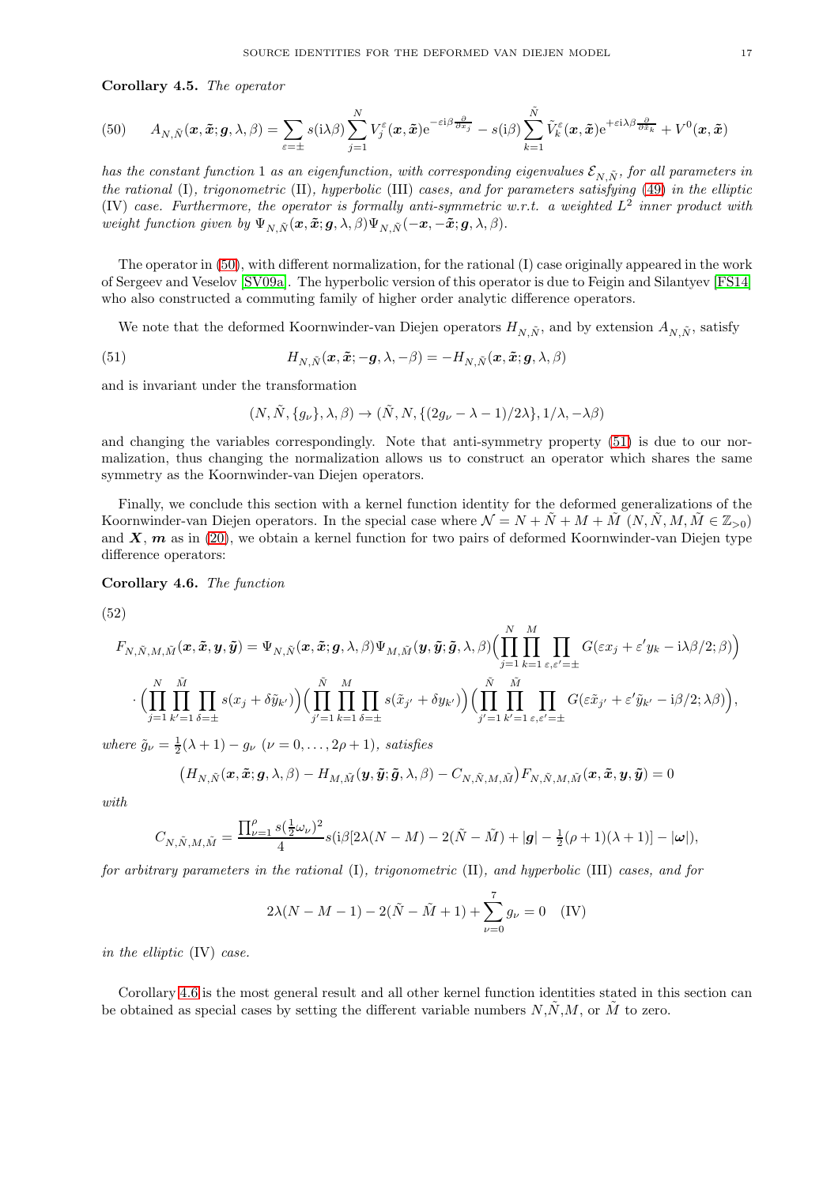**Corollary 4.5.** *The operator*

$$A_{N,\tilde{N}}(\boldsymbol{x},\tilde{\boldsymbol{x}};\boldsymbol{g},\lambda,\beta) = \sum_{\varepsilon=\pm} s(\mathrm{i}\lambda\beta)\sum_{j=1}^{N} V_j^{\varepsilon}(\boldsymbol{x},\tilde{\boldsymbol{x}})\mathrm{e}^{-\varepsilon\mathrm{i}\beta\frac{\partial}{\partial x_j}} - s(\mathrm{i}\beta)\sum_{k=1}^{\tilde{N}} \tilde{V}_k^{\varepsilon}(\boldsymbol{x},\tilde{\boldsymbol{x}})\mathrm{e}^{+\varepsilon\mathrm{i}\lambda\beta\frac{\partial}{\partial \tilde{x}_k}} + V^0(\boldsymbol{x},\tilde{\boldsymbol{x}}) \tag{50}$$

*has the constant function 1 as an eigenfunction, with corresponding eigenvalues $\mathcal{E}_{N,\tilde{N}}$, for all parameters in the rational* (I)*, trigonometric* (II)*, hyperbolic* (III) *cases, and for parameters satisfying* (49) *in the elliptic* (IV) *case. Furthermore, the operator is formally anti-symmetric w.r.t. a weighted $L^2$ inner product with weight function given by $\Psi_{N,\tilde{N}}(\boldsymbol{x},\tilde{\boldsymbol{x}};\boldsymbol{g},\lambda,\beta)\Psi_{N,\tilde{N}}(-\boldsymbol{x},-\tilde{\boldsymbol{x}};\boldsymbol{g},\lambda,\beta)$.*

The operator in (50), with different normalization, for the rational (I) case originally appeared in the work of Sergeev and Veselov [SV09a]. The hyperbolic version of this operator is due to Feigin and Silantyev [FS14] who also constructed a commuting family of higher order analytic difference operators.

We note that the deformed Koornwinder-van Diejen operators $H_{N,\tilde{N}}$, and by extension $A_{N,\tilde{N}}$, satisfy

$$H_{N,\tilde{N}}(\boldsymbol{x},\tilde{\boldsymbol{x}};-\boldsymbol{g},\lambda,-\beta) = -H_{N,\tilde{N}}(\boldsymbol{x},\tilde{\boldsymbol{x}};\boldsymbol{g},\lambda,\beta) \tag{51}$$

and is invariant under the transformation

$$(N,\tilde{N},\{g_\nu\},\lambda,\beta) \to (\tilde{N},N,\{(2g_\nu-\lambda-1)/2\lambda\},1/\lambda,-\lambda\beta)$$

and changing the variables correspondingly. Note that anti-symmetry property (51) is due to our normalization, thus changing the normalization allows us to construct an operator which shares the same symmetry as the Koornwinder-van Diejen operators.

Finally, we conclude this section with a kernel function identity for the deformed generalizations of the Koornwinder-van Diejen operators. In the special case where $\mathcal{N} = N+\tilde{N}+M+\tilde{M}$ ($N,\tilde{N},M,\tilde{M}\in\mathbb{Z}_{>0}$) and $\boldsymbol{X}$, $\boldsymbol{m}$ as in (20), we obtain a kernel function for two pairs of deformed Koornwinder-van Diejen type difference operators:

**Corollary 4.6.** *The function*

$$\begin{aligned}
F_{N,\tilde{N},M,\tilde{M}}(\boldsymbol{x},\tilde{\boldsymbol{x}},\boldsymbol{y},\tilde{\boldsymbol{y}}) &= \Psi_{N,\tilde{N}}(\boldsymbol{x},\tilde{\boldsymbol{x}};\boldsymbol{g},\lambda,\beta)\Psi_{M,\tilde{M}}(\boldsymbol{y},\tilde{\boldsymbol{y}};\tilde{\boldsymbol{g}},\lambda,\beta)\Big(\prod_{j=1}^{N}\prod_{k=1}^{M}\prod_{\varepsilon,\varepsilon'=\pm} G(\varepsilon x_j+\varepsilon' y_k-\mathrm{i}\lambda\beta/2;\beta)\Big)\\
&\cdot\Big(\prod_{j=1}^{N}\prod_{k'=1}^{\tilde{M}}\prod_{\delta=\pm} s(x_j+\delta\tilde{y}_{k'})\Big)\Big(\prod_{j'=1}^{\tilde{N}}\prod_{k=1}^{M}\prod_{\delta=\pm} s(\tilde{x}_{j'}+\delta y_{k'})\Big)\Big(\prod_{j'=1}^{\tilde{N}}\prod_{k'=1}^{\tilde{M}}\prod_{\varepsilon,\varepsilon'=\pm} G(\varepsilon\tilde{x}_{j'}+\varepsilon'\tilde{y}_{k'}-\mathrm{i}\beta/2;\lambda\beta)\Big),
\end{aligned} \tag{52}$$

*where $\tilde{g}_\nu = \frac{1}{2}(\lambda+1)-g_\nu$ ($\nu=0,\ldots,2\rho+1$), satisfies*

$$\big(H_{N,\tilde{N}}(\boldsymbol{x},\tilde{\boldsymbol{x}};\boldsymbol{g},\lambda,\beta) - H_{M,\tilde{M}}(\boldsymbol{y},\tilde{\boldsymbol{y}};\tilde{\boldsymbol{g}},\lambda,\beta) - C_{N,\tilde{N},M,\tilde{M}}\big)F_{N,\tilde{N},M,\tilde{M}}(\boldsymbol{x},\tilde{\boldsymbol{x}},\boldsymbol{y},\tilde{\boldsymbol{y}}) = 0$$

*with*

$$C_{N,\tilde{N},M,\tilde{M}} = \frac{\prod_{\nu=1}^{\rho} s(\frac{1}{2}\omega_\nu)^2}{4} s(\mathrm{i}\beta[2\lambda(N-M)-2(\tilde{N}-\tilde{M})+|\boldsymbol{g}|-\tfrac{1}{2}(\rho+1)(\lambda+1)]-|\boldsymbol{\omega}|),$$

*for arbitrary parameters in the rational* (I)*, trigonometric* (II)*, and hyperbolic* (III) *cases, and for*

$$2\lambda(N-M-1)-2(\tilde{N}-\tilde{M}+1)+\sum_{\nu=0}^{7} g_\nu = 0 \quad \text{(IV)}$$

*in the elliptic* (IV) *case.*

Corollary 4.6 is the most general result and all other kernel function identities stated in this section can be obtained as special cases by setting the different variable numbers $N$,$\tilde{N}$,$M$, or $\tilde{M}$ to zero.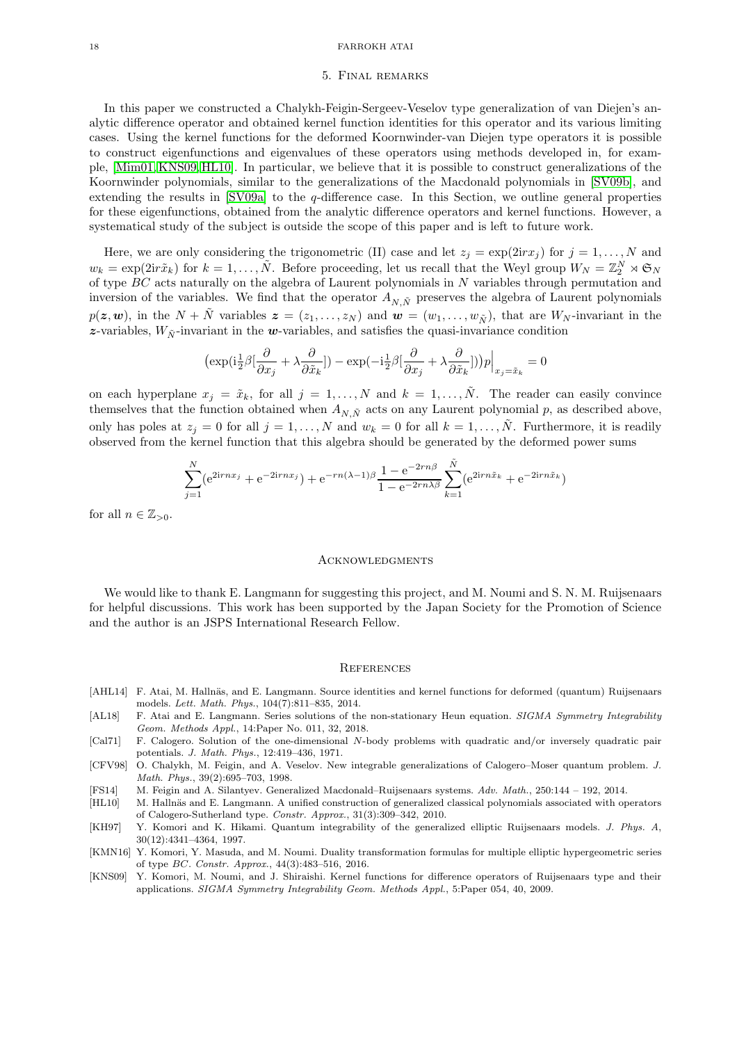## 5. Final remarks

In this paper we constructed a Chalykh-Feigin-Sergeev-Veselov type generalization of van Diejen's analytic difference operator and obtained kernel function identities for this operator and its various limiting cases. Using the kernel functions for the deformed Koornwinder-van Diejen type operators it is possible to construct eigenfunctions and eigenvalues of these operators using methods developed in, for example, [Mim01, KNS09, HL10]. In particular, we believe that it is possible to construct generalizations of the Koornwinder polynomials, similar to the generalizations of the Macdonald polynomials in [SV09b], and extending the results in [SV09a] to the $q$-difference case. In this Section, we outline general properties for these eigenfunctions, obtained from the analytic difference operators and kernel functions. However, a systematical study of the subject is outside the scope of this paper and is left to future work.

Here, we are only considering the trigonometric (II) case and let $z_j = \exp(2\mathrm{i}rx_j)$ for $j = 1, \ldots, N$ and $w_k = \exp(2\mathrm{i}r\tilde{x}_k)$ for $k = 1, \ldots, \tilde{N}$. Before proceeding, let us recall that the Weyl group $W_N = \mathbb{Z}_2^N \rtimes \mathfrak{S}_N$ of type $BC$ acts naturally on the algebra of Laurent polynomials in $N$ variables through permutation and inversion of the variables. We find that the operator $A_{N,\tilde{N}}$ preserves the algebra of Laurent polynomials $p(\boldsymbol{z}, \boldsymbol{w})$, in the $N + \tilde{N}$ variables $\boldsymbol{z} = (z_1, \ldots, z_N)$ and $\boldsymbol{w} = (w_1, \ldots, w_{\tilde{N}})$, that are $W_N$-invariant in the $\boldsymbol{z}$-variables, $W_{\tilde{N}}$-invariant in the $\boldsymbol{w}$-variables, and satisfies the quasi-invariance condition

$$\left(\exp(\mathrm{i}\tfrac{1}{2}\beta[\frac{\partial}{\partial x_j} + \lambda\frac{\partial}{\partial \tilde{x}_k}]) - \exp(-\mathrm{i}\tfrac{1}{2}\beta[\frac{\partial}{\partial x_j} + \lambda\frac{\partial}{\partial \tilde{x}_k}])\right)p\Big|_{x_j = \tilde{x}_k} = 0$$

on each hyperplane $x_j = \tilde{x}_k$, for all $j = 1, \ldots, N$ and $k = 1, \ldots, \tilde{N}$. The reader can easily convince themselves that the function obtained when $A_{N,\tilde{N}}$ acts on any Laurent polynomial $p$, as described above, only has poles at $z_j = 0$ for all $j = 1, \ldots, N$ and $w_k = 0$ for all $k = 1, \ldots, \tilde{N}$. Furthermore, it is readily observed from the kernel function that this algebra should be generated by the deformed power sums

$$\sum_{j=1}^{N}(\mathrm{e}^{2\mathrm{i}rnx_j} + \mathrm{e}^{-2\mathrm{i}rnx_j}) + \mathrm{e}^{-rn(\lambda-1)\beta}\frac{1 - \mathrm{e}^{-2rn\beta}}{1 - \mathrm{e}^{-2rn\lambda\beta}}\sum_{k=1}^{\tilde{N}}(\mathrm{e}^{2\mathrm{i}rn\tilde{x}_k} + \mathrm{e}^{-2\mathrm{i}rn\tilde{x}_k})$$

for all $n \in \mathbb{Z}_{>0}$.

## Acknowledgments

We would like to thank E. Langmann for suggesting this project, and M. Noumi and S. N. M. Ruijsenaars for helpful discussions. This work has been supported by the Japan Society for the Promotion of Science and the author is an JSPS International Research Fellow.

## References

[AHL14] F. Atai, M. Hallnäs, and E. Langmann. Source identities and kernel functions for deformed (quantum) Ruijsenaars models. *Lett. Math. Phys.*, 104(7):811–835, 2014.

[AL18] F. Atai and E. Langmann. Series solutions of the non-stationary Heun equation. *SIGMA Symmetry Integrability Geom. Methods Appl.*, 14:Paper No. 011, 32, 2018.

[Cal71] F. Calogero. Solution of the one-dimensional $N$-body problems with quadratic and/or inversely quadratic pair potentials. *J. Math. Phys.*, 12:419–436, 1971.

[CFV98] O. Chalykh, M. Feigin, and A. Veselov. New integrable generalizations of Calogero–Moser quantum problem. *J. Math. Phys.*, 39(2):695–703, 1998.

[FS14] M. Feigin and A. Silantyev. Generalized Macdonald–Ruijsenaars systems. *Adv. Math.*, 250:144 – 192, 2014.

[HL10] M. Hallnäs and E. Langmann. A unified construction of generalized classical polynomials associated with operators of Calogero-Sutherland type. *Constr. Approx.*, 31(3):309–342, 2010.

[KH97] Y. Komori and K. Hikami. Quantum integrability of the generalized elliptic Ruijsenaars models. *J. Phys. A*, 30(12):4341–4364, 1997.

[KMN16] Y. Komori, Y. Masuda, and M. Noumi. Duality transformation formulas for multiple elliptic hypergeometric series of type $BC$. *Constr. Approx.*, 44(3):483–516, 2016.

[KNS09] Y. Komori, M. Noumi, and J. Shiraishi. Kernel functions for difference operators of Ruijsenaars type and their applications. *SIGMA Symmetry Integrability Geom. Methods Appl.*, 5:Paper 054, 40, 2009.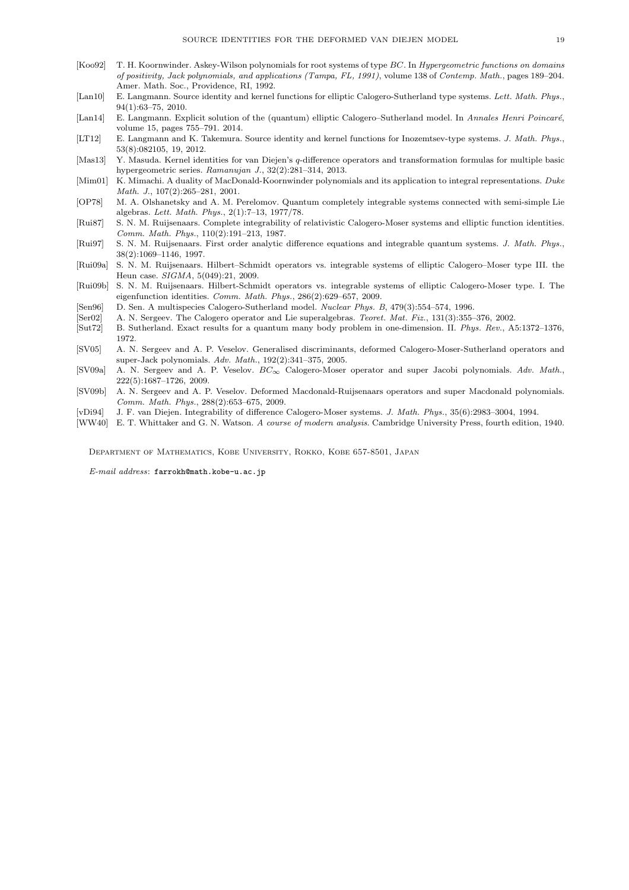[Koo92] T. H. Koornwinder. Askey-Wilson polynomials for root systems of type $BC$. In *Hypergeometric functions on domains of positivity, Jack polynomials, and applications (Tampa, FL, 1991)*, volume 138 of *Contemp. Math.*, pages 189–204. Amer. Math. Soc., Providence, RI, 1992.

[Lan10] E. Langmann. Source identity and kernel functions for elliptic Calogero-Sutherland type systems. *Lett. Math. Phys.*, 94(1):63–75, 2010.

[Lan14] E. Langmann. Explicit solution of the (quantum) elliptic Calogero–Sutherland model. In *Annales Henri Poincaré*, volume 15, pages 755–791. 2014.

[LT12] E. Langmann and K. Takemura. Source identity and kernel functions for Inozemtsev-type systems. *J. Math. Phys.*, 53(8):082105, 19, 2012.

[Mas13] Y. Masuda. Kernel identities for van Diejen's $q$-difference operators and transformation formulas for multiple basic hypergeometric series. *Ramanujan J.*, 32(2):281–314, 2013.

[Mim01] K. Mimachi. A duality of MacDonald-Koornwinder polynomials and its application to integral representations. *Duke Math. J.*, 107(2):265–281, 2001.

[OP78] M. A. Olshanetsky and A. M. Perelomov. Quantum completely integrable systems connected with semi-simple Lie algebras. *Lett. Math. Phys.*, 2(1):7–13, 1977/78.

[Rui87] S. N. M. Ruijsenaars. Complete integrability of relativistic Calogero-Moser systems and elliptic function identities. *Comm. Math. Phys.*, 110(2):191–213, 1987.

[Rui97] S. N. M. Ruijsenaars. First order analytic difference equations and integrable quantum systems. *J. Math. Phys.*, 38(2):1069–1146, 1997.

[Rui09a] S. N. M. Ruijsenaars. Hilbert–Schmidt operators vs. integrable systems of elliptic Calogero–Moser type III. the Heun case. *SIGMA*, 5(049):21, 2009.

[Rui09b] S. N. M. Ruijsenaars. Hilbert-Schmidt operators vs. integrable systems of elliptic Calogero-Moser type. I. The eigenfunction identities. *Comm. Math. Phys.*, 286(2):629–657, 2009.

[Sen96] D. Sen. A multispecies Calogero-Sutherland model. *Nuclear Phys. B*, 479(3):554–574, 1996.

[Ser02] A. N. Sergeev. The Calogero operator and Lie superalgebras. *Teoret. Mat. Fiz.*, 131(3):355–376, 2002.

[Sut72] B. Sutherland. Exact results for a quantum many body problem in one-dimension. II. *Phys. Rev.*, A5:1372–1376, 1972.

[SV05] A. N. Sergeev and A. P. Veselov. Generalised discriminants, deformed Calogero-Moser-Sutherland operators and super-Jack polynomials. *Adv. Math.*, 192(2):341–375, 2005.

[SV09a] A. N. Sergeev and A. P. Veselov. $BC_\infty$ Calogero-Moser operator and super Jacobi polynomials. *Adv. Math.*, 222(5):1687–1726, 2009.

[SV09b] A. N. Sergeev and A. P. Veselov. Deformed Macdonald-Ruijsenaars operators and super Macdonald polynomials. *Comm. Math. Phys.*, 288(2):653–675, 2009.

[vDi94] J. F. van Diejen. Integrability of difference Calogero-Moser systems. *J. Math. Phys.*, 35(6):2983–3004, 1994.

[WW40] E. T. Whittaker and G. N. Watson. *A course of modern analysis*. Cambridge University Press, fourth edition, 1940.

Department of Mathematics, Kobe University, Rokko, Kobe 657-8501, Japan

*E-mail address*: farrokh@math.kobe-u.ac.jp